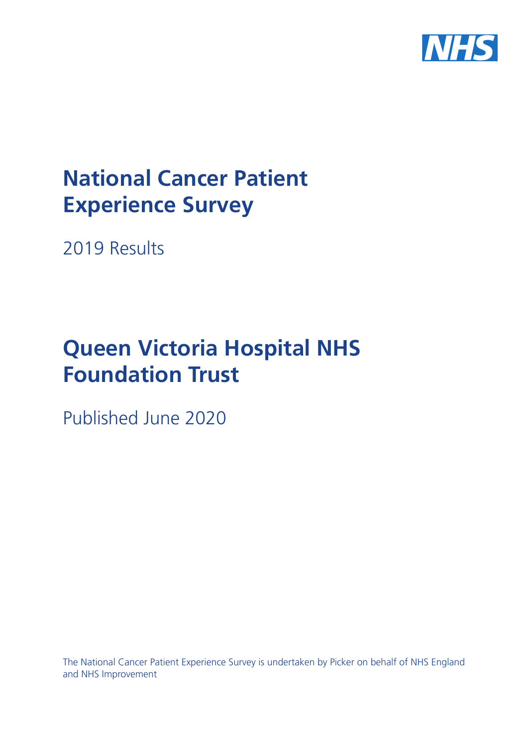# National Cancer Patient Experience Survey

2019 Results

# Queen Victoria Hospital NHS Foundation Trust

Published June 2020

The National Cancer Patient Experience Survey is undertaken by Picker on behalf of NHS England and NHS Improvement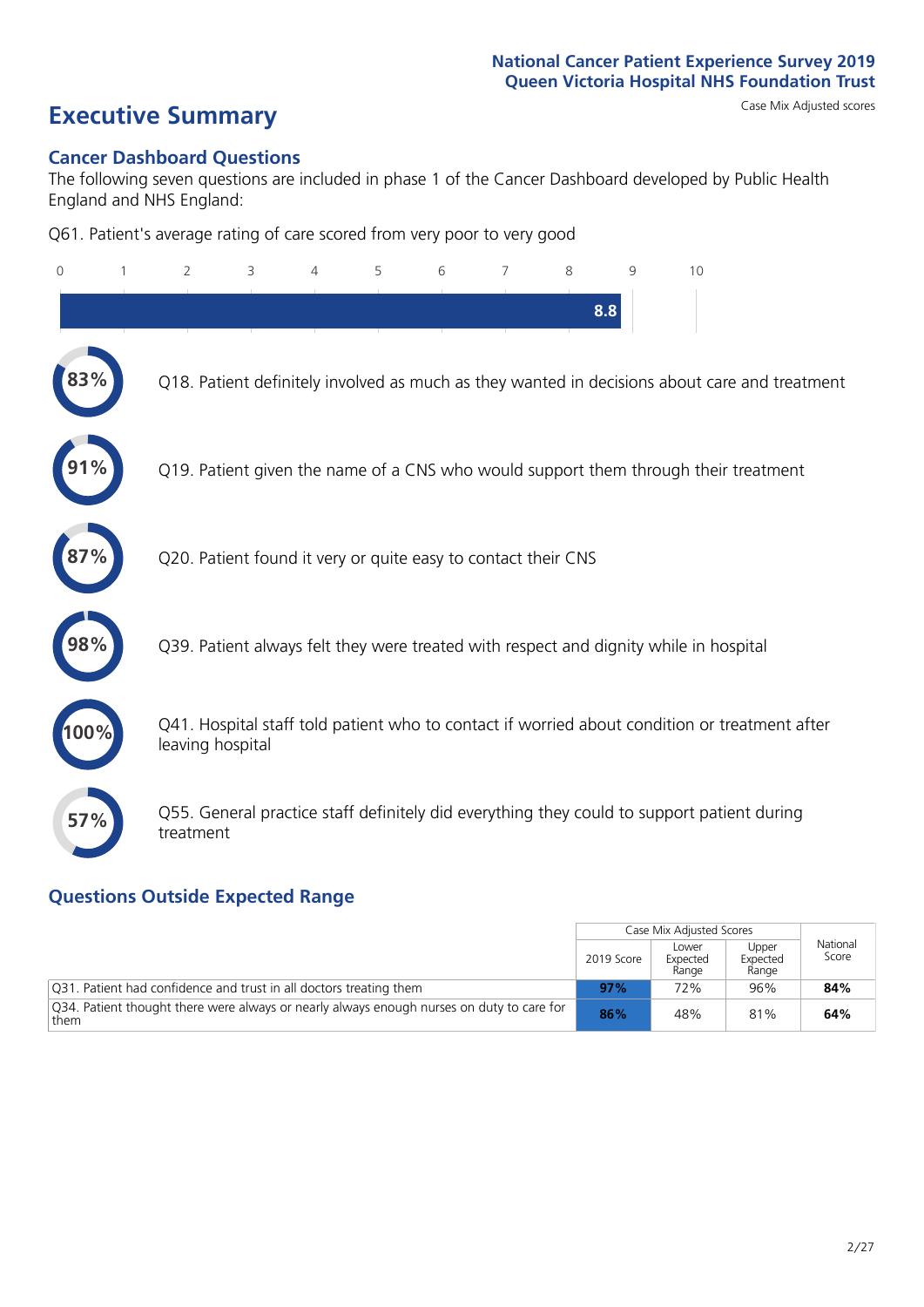National Cancer Patient Experience Survey 2019
Queen Victoria Hospital NHS Foundation Trust

# Executive Summary

Case Mix Adjusted scores

## Cancer Dashboard Questions

The following seven questions are included in phase 1 of the Cancer Dashboard developed by Public Health England and NHS England:

Q61. Patient's average rating of care scored from very poor to very good

**8.8** (scale 0–10)

- **83%** Q18. Patient definitely involved as much as they wanted in decisions about care and treatment
- **91%** Q19. Patient given the name of a CNS who would support them through their treatment
- **87%** Q20. Patient found it very or quite easy to contact their CNS
- **98%** Q39. Patient always felt they were treated with respect and dignity while in hospital
- **100%** Q41. Hospital staff told patient who to contact if worried about condition or treatment after leaving hospital
- **57%** Q55. General practice staff definitely did everything they could to support patient during treatment

## Questions Outside Expected Range

| | Case Mix Adjusted Scores | | | National Score |
|---|---|---|---|---|
| | 2019 Score | Lower Expected Range | Upper Expected Range | |
| Q31. Patient had confidence and trust in all doctors treating them | **97%** | 72% | 96% | **84%** |
| Q34. Patient thought there were always or nearly always enough nurses on duty to care for them | **86%** | 48% | 81% | **64%** |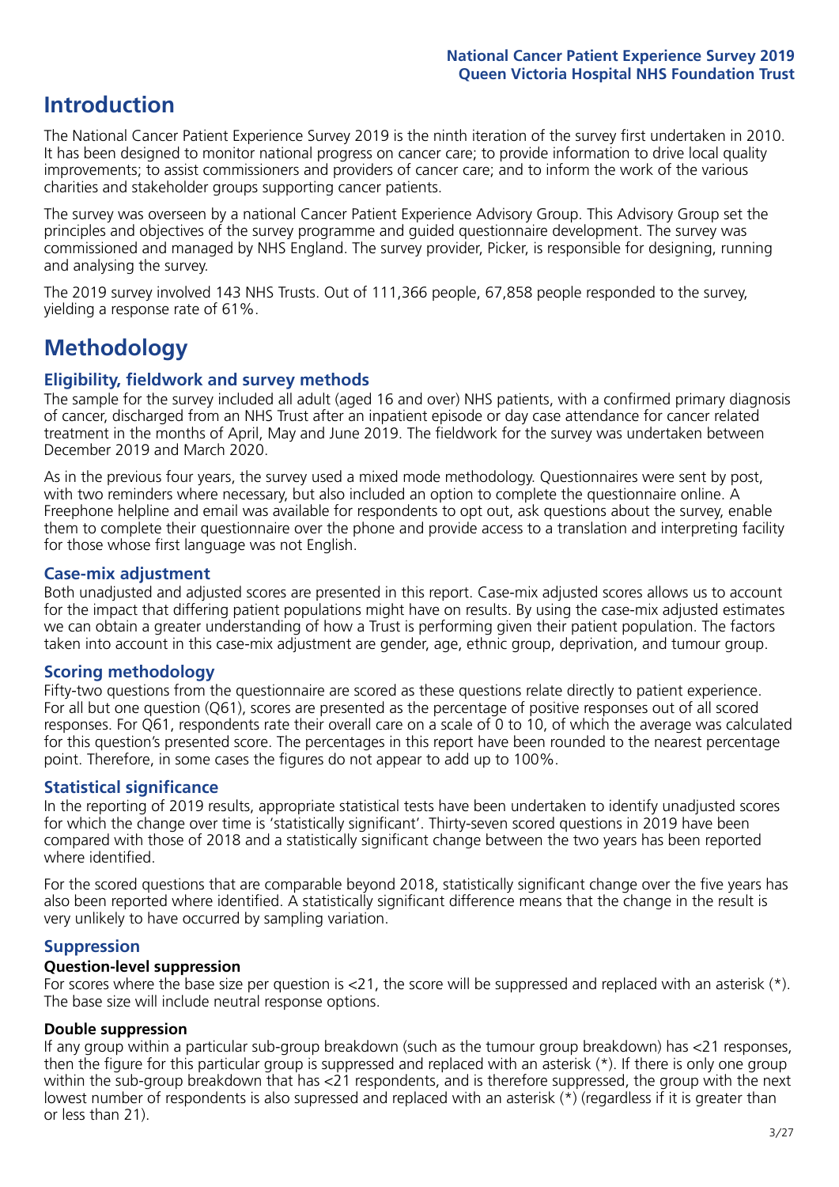# Introduction

The National Cancer Patient Experience Survey 2019 is the ninth iteration of the survey first undertaken in 2010. It has been designed to monitor national progress on cancer care; to provide information to drive local quality improvements; to assist commissioners and providers of cancer care; and to inform the work of the various charities and stakeholder groups supporting cancer patients.

The survey was overseen by a national Cancer Patient Experience Advisory Group. This Advisory Group set the principles and objectives of the survey programme and guided questionnaire development. The survey was commissioned and managed by NHS England. The survey provider, Picker, is responsible for designing, running and analysing the survey.

The 2019 survey involved 143 NHS Trusts. Out of 111,366 people, 67,858 people responded to the survey, yielding a response rate of 61%.

# Methodology

## Eligibility, fieldwork and survey methods

The sample for the survey included all adult (aged 16 and over) NHS patients, with a confirmed primary diagnosis of cancer, discharged from an NHS Trust after an inpatient episode or day case attendance for cancer related treatment in the months of April, May and June 2019. The fieldwork for the survey was undertaken between December 2019 and March 2020.

As in the previous four years, the survey used a mixed mode methodology. Questionnaires were sent by post, with two reminders where necessary, but also included an option to complete the questionnaire online. A Freephone helpline and email was available for respondents to opt out, ask questions about the survey, enable them to complete their questionnaire over the phone and provide access to a translation and interpreting facility for those whose first language was not English.

## Case-mix adjustment

Both unadjusted and adjusted scores are presented in this report. Case-mix adjusted scores allows us to account for the impact that differing patient populations might have on results. By using the case-mix adjusted estimates we can obtain a greater understanding of how a Trust is performing given their patient population. The factors taken into account in this case-mix adjustment are gender, age, ethnic group, deprivation, and tumour group.

## Scoring methodology

Fifty-two questions from the questionnaire are scored as these questions relate directly to patient experience. For all but one question (Q61), scores are presented as the percentage of positive responses out of all scored responses. For Q61, respondents rate their overall care on a scale of 0 to 10, of which the average was calculated for this question's presented score. The percentages in this report have been rounded to the nearest percentage point. Therefore, in some cases the figures do not appear to add up to 100%.

## Statistical significance

In the reporting of 2019 results, appropriate statistical tests have been undertaken to identify unadjusted scores for which the change over time is 'statistically significant'. Thirty-seven scored questions in 2019 have been compared with those of 2018 and a statistically significant change between the two years has been reported where identified.

For the scored questions that are comparable beyond 2018, statistically significant change over the five years has also been reported where identified. A statistically significant difference means that the change in the result is very unlikely to have occurred by sampling variation.

## Suppression

### Question-level suppression

For scores where the base size per question is <21, the score will be suppressed and replaced with an asterisk (*). The base size will include neutral response options.

### Double suppression

If any group within a particular sub-group breakdown (such as the tumour group breakdown) has <21 responses, then the figure for this particular group is suppressed and replaced with an asterisk (*). If there is only one group within the sub-group breakdown that has <21 respondents, and is therefore suppressed, the group with the next lowest number of respondents is also supressed and replaced with an asterisk (*) (regardless if it is greater than or less than 21).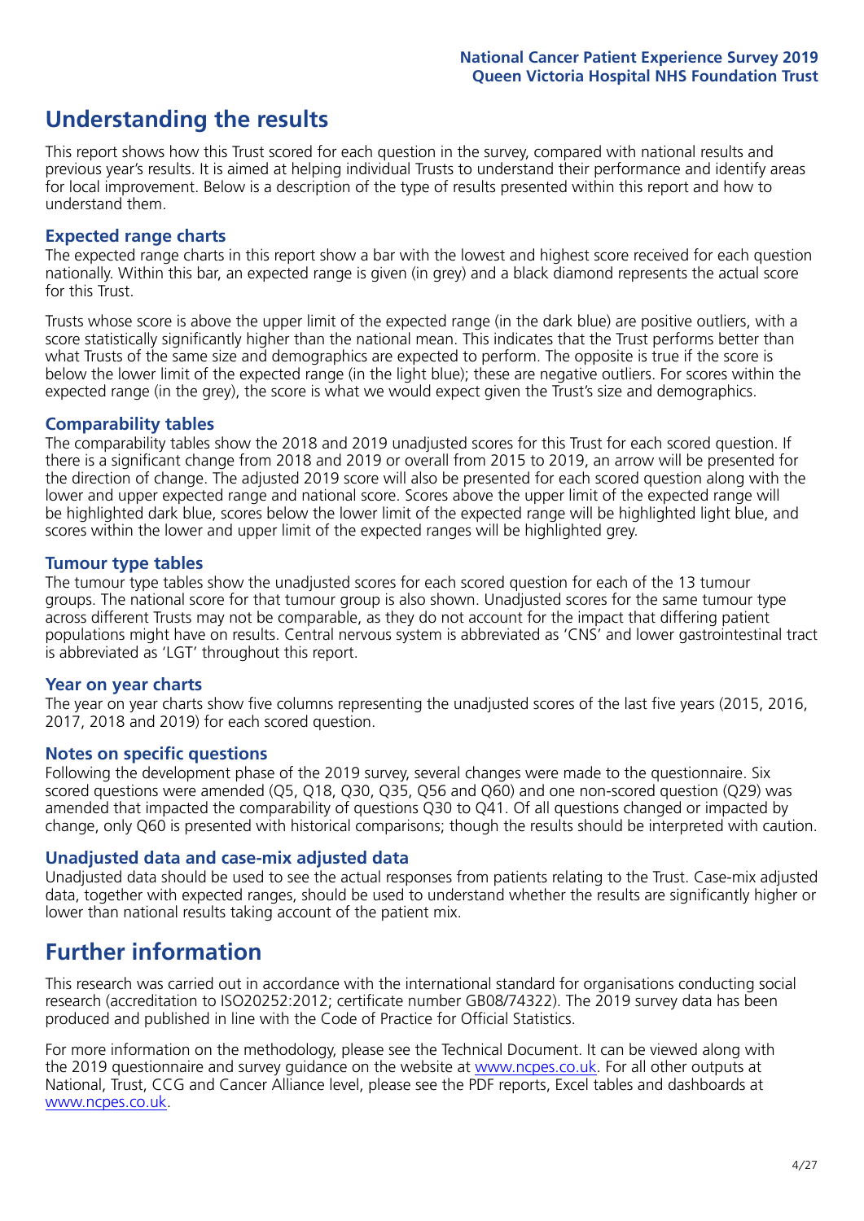# Understanding the results

This report shows how this Trust scored for each question in the survey, compared with national results and previous year's results. It is aimed at helping individual Trusts to understand their performance and identify areas for local improvement. Below is a description of the type of results presented within this report and how to understand them.

## Expected range charts

The expected range charts in this report show a bar with the lowest and highest score received for each question nationally. Within this bar, an expected range is given (in grey) and a black diamond represents the actual score for this Trust.

Trusts whose score is above the upper limit of the expected range (in the dark blue) are positive outliers, with a score statistically significantly higher than the national mean. This indicates that the Trust performs better than what Trusts of the same size and demographics are expected to perform. The opposite is true if the score is below the lower limit of the expected range (in the light blue); these are negative outliers. For scores within the expected range (in the grey), the score is what we would expect given the Trust's size and demographics.

## Comparability tables

The comparability tables show the 2018 and 2019 unadjusted scores for this Trust for each scored question. If there is a significant change from 2018 and 2019 or overall from 2015 to 2019, an arrow will be presented for the direction of change. The adjusted 2019 score will also be presented for each scored question along with the lower and upper expected range and national score. Scores above the upper limit of the expected range will be highlighted dark blue, scores below the lower limit of the expected range will be highlighted light blue, and scores within the lower and upper limit of the expected ranges will be highlighted grey.

## Tumour type tables

The tumour type tables show the unadjusted scores for each scored question for each of the 13 tumour groups. The national score for that tumour group is also shown. Unadjusted scores for the same tumour type across different Trusts may not be comparable, as they do not account for the impact that differing patient populations might have on results. Central nervous system is abbreviated as 'CNS' and lower gastrointestinal tract is abbreviated as 'LGT' throughout this report.

## Year on year charts

The year on year charts show five columns representing the unadjusted scores of the last five years (2015, 2016, 2017, 2018 and 2019) for each scored question.

## Notes on specific questions

Following the development phase of the 2019 survey, several changes were made to the questionnaire. Six scored questions were amended (Q5, Q18, Q30, Q35, Q56 and Q60) and one non-scored question (Q29) was amended that impacted the comparability of questions Q30 to Q41. Of all questions changed or impacted by change, only Q60 is presented with historical comparisons; though the results should be interpreted with caution.

## Unadjusted data and case-mix adjusted data

Unadjusted data should be used to see the actual responses from patients relating to the Trust. Case-mix adjusted data, together with expected ranges, should be used to understand whether the results are significantly higher or lower than national results taking account of the patient mix.

# Further information

This research was carried out in accordance with the international standard for organisations conducting social research (accreditation to ISO20252:2012; certificate number GB08/74322). The 2019 survey data has been produced and published in line with the Code of Practice for Official Statistics.

For more information on the methodology, please see the Technical Document. It can be viewed along with the 2019 questionnaire and survey guidance on the website at www.ncpes.co.uk. For all other outputs at National, Trust, CCG and Cancer Alliance level, please see the PDF reports, Excel tables and dashboards at www.ncpes.co.uk.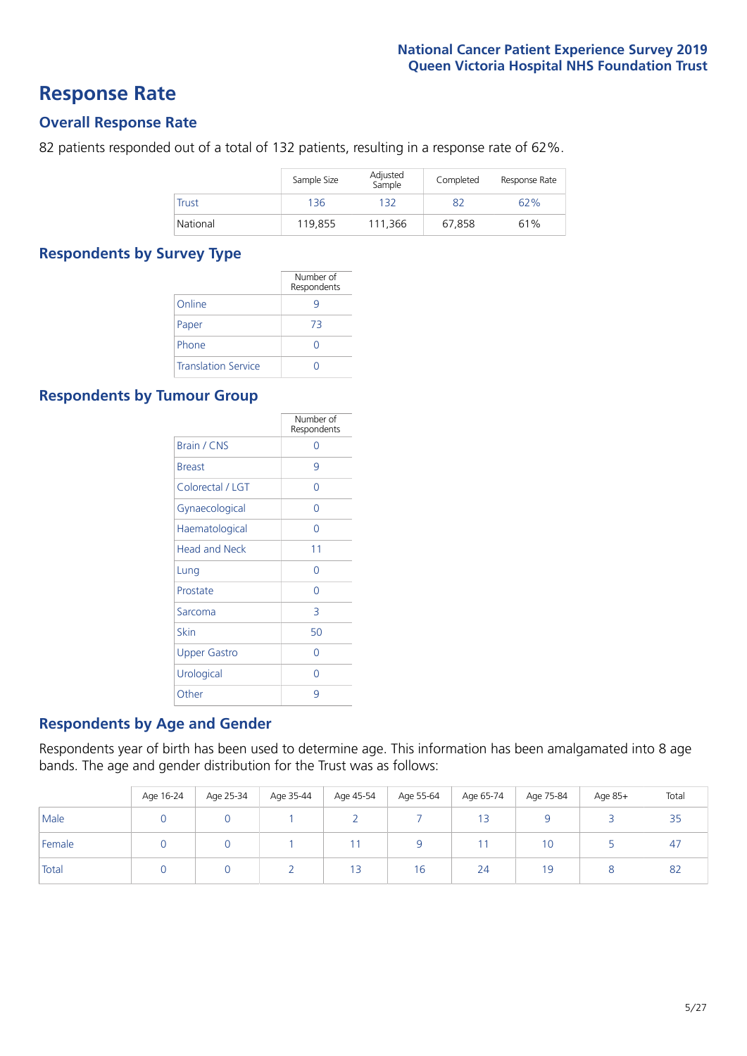# Response Rate

## Overall Response Rate

82 patients responded out of a total of 132 patients, resulting in a response rate of 62%.

| | Sample Size | Adjusted Sample | Completed | Response Rate |
|---|---|---|---|---|
| Trust | 136 | 132 | 82 | 62% |
| National | 119,855 | 111,366 | 67,858 | 61% |

## Respondents by Survey Type

| | Number of Respondents |
|---|---|
| Online | 9 |
| Paper | 73 |
| Phone | 0 |
| Translation Service | 0 |

## Respondents by Tumour Group

| | Number of Respondents |
|---|---|
| Brain / CNS | 0 |
| Breast | 9 |
| Colorectal / LGT | 0 |
| Gynaecological | 0 |
| Haematological | 0 |
| Head and Neck | 11 |
| Lung | 0 |
| Prostate | 0 |
| Sarcoma | 3 |
| Skin | 50 |
| Upper Gastro | 0 |
| Urological | 0 |
| Other | 9 |

## Respondents by Age and Gender

Respondents year of birth has been used to determine age. This information has been amalgamated into 8 age bands. The age and gender distribution for the Trust was as follows:

| | Age 16-24 | Age 25-34 | Age 35-44 | Age 45-54 | Age 55-64 | Age 65-74 | Age 75-84 | Age 85+ | Total |
|---|---|---|---|---|---|---|---|---|---|
| Male | 0 | 0 | 1 | 2 | 7 | 13 | 9 | 3 | 35 |
| Female | 0 | 0 | 1 | 11 | 9 | 11 | 10 | 5 | 47 |
| Total | 0 | 0 | 2 | 13 | 16 | 24 | 19 | 8 | 82 |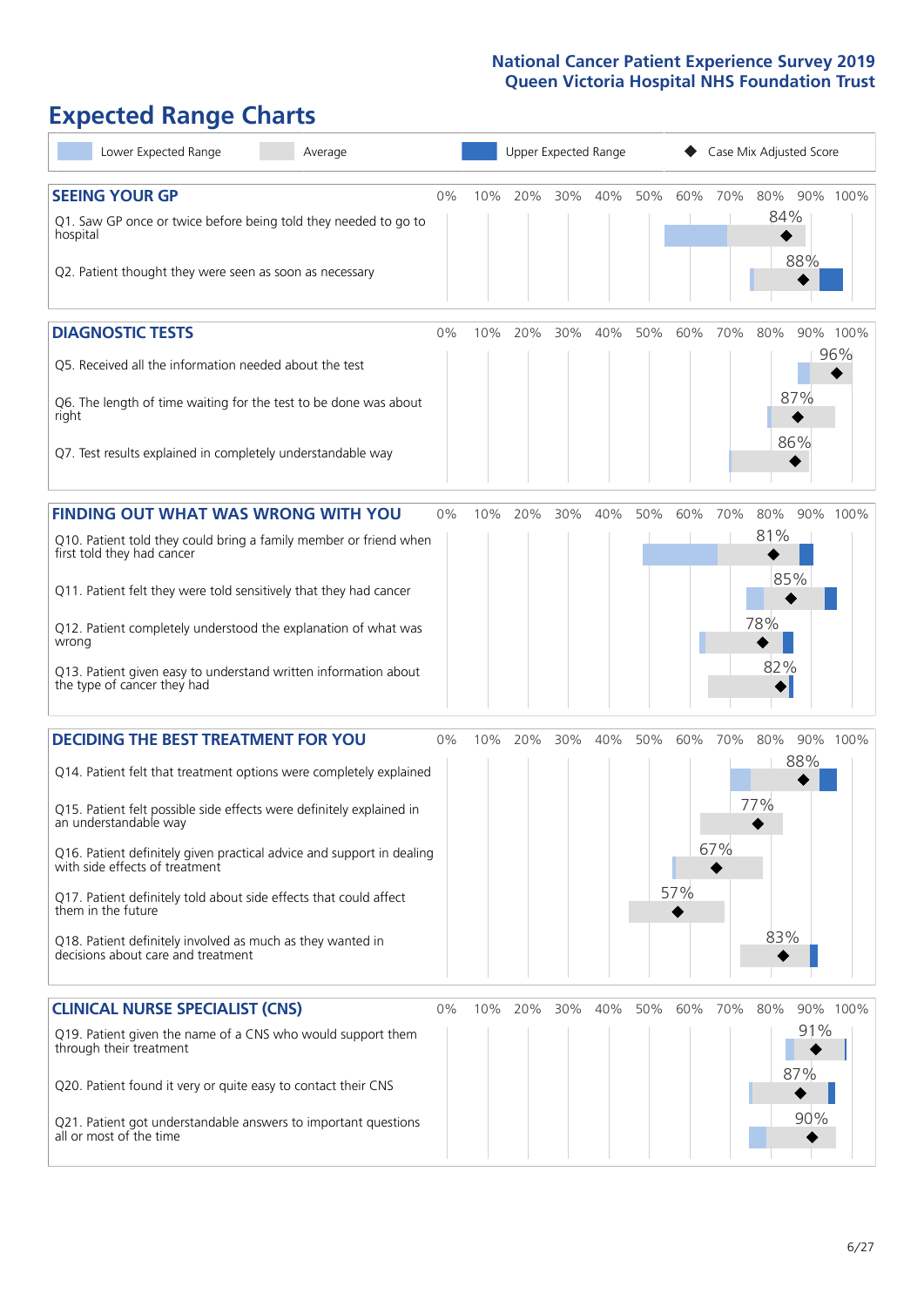# Expected Range Charts

Legend: Lower Expected Range | Average | Upper Expected Range | ◆ Case Mix Adjusted Score

## SEEING YOUR GP

| Question | Case Mix Adjusted Score |
| --- | --- |
| Q1. Saw GP once or twice before being told they needed to go to hospital | 84% |
| Q2. Patient thought they were seen as soon as necessary | 88% |

## DIAGNOSTIC TESTS

| Question | Case Mix Adjusted Score |
| --- | --- |
| Q5. Received all the information needed about the test | 96% |
| Q6. The length of time waiting for the test to be done was about right | 87% |
| Q7. Test results explained in completely understandable way | 86% |

## FINDING OUT WHAT WAS WRONG WITH YOU

| Question | Case Mix Adjusted Score |
| --- | --- |
| Q10. Patient told they could bring a family member or friend when first told they had cancer | 81% |
| Q11. Patient felt they were told sensitively that they had cancer | 85% |
| Q12. Patient completely understood the explanation of what was wrong | 78% |
| Q13. Patient given easy to understand written information about the type of cancer they had | 82% |

## DECIDING THE BEST TREATMENT FOR YOU

| Question | Case Mix Adjusted Score |
| --- | --- |
| Q14. Patient felt that treatment options were completely explained | 88% |
| Q15. Patient felt possible side effects were definitely explained in an understandable way | 77% |
| Q16. Patient definitely given practical advice and support in dealing with side effects of treatment | 67% |
| Q17. Patient definitely told about side effects that could affect them in the future | 57% |
| Q18. Patient definitely involved as much as they wanted in decisions about care and treatment | 83% |

## CLINICAL NURSE SPECIALIST (CNS)

| Question | Case Mix Adjusted Score |
| --- | --- |
| Q19. Patient given the name of a CNS who would support them through their treatment | 91% |
| Q20. Patient found it very or quite easy to contact their CNS | 87% |
| Q21. Patient got understandable answers to important questions all or most of the time | 90% |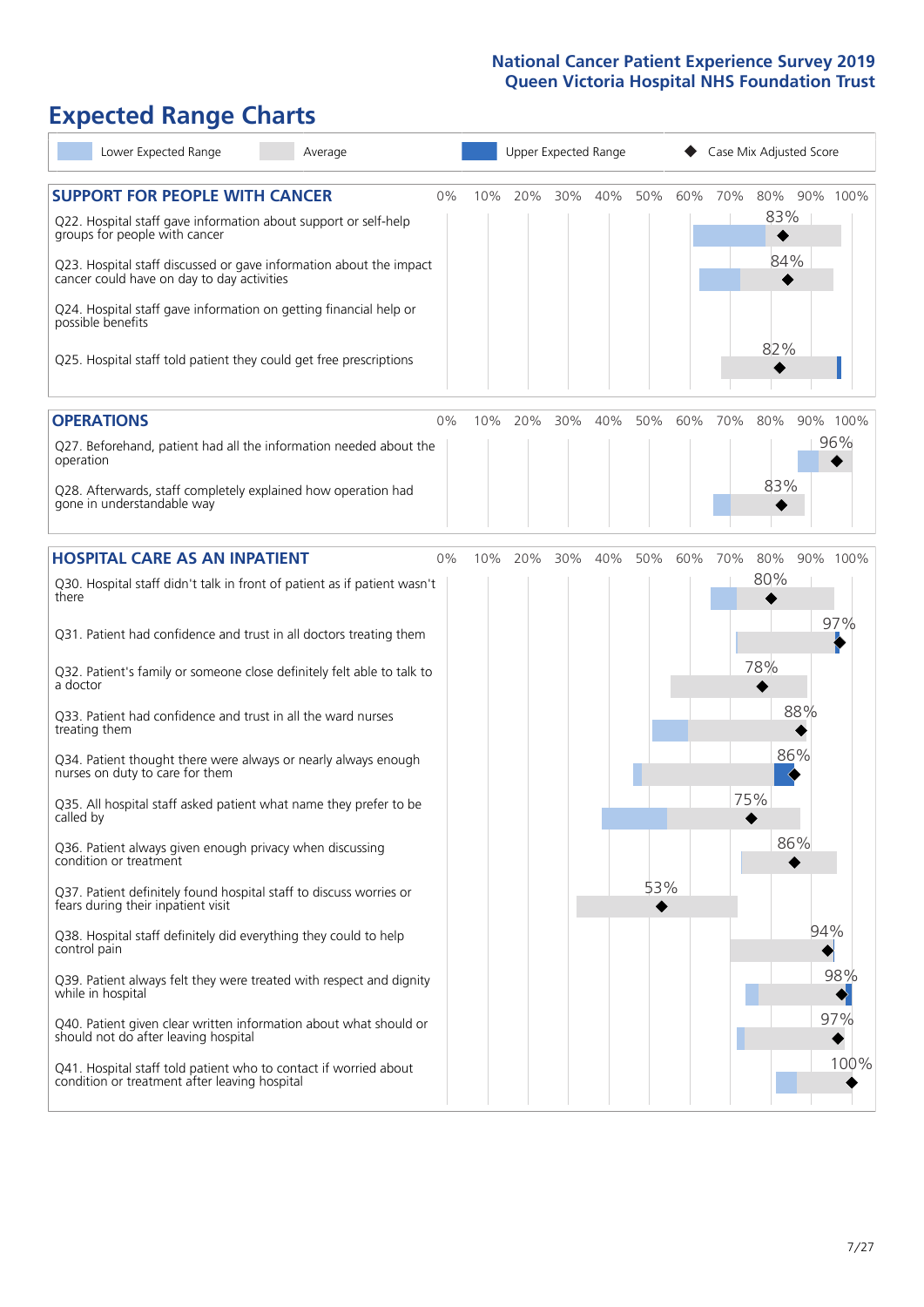# Expected Range Charts

Lower Expected Range | Average | Upper Expected Range | Case Mix Adjusted Score

## SUPPORT FOR PEOPLE WITH CANCER

| Question | Case Mix Adjusted Score |
|---|---|
| Q22. Hospital staff gave information about support or self-help groups for people with cancer | 83% |
| Q23. Hospital staff discussed or gave information about the impact cancer could have on day to day activities | 84% |
| Q24. Hospital staff gave information on getting financial help or possible benefits | |
| Q25. Hospital staff told patient they could get free prescriptions | 82% |

## OPERATIONS

| Question | Case Mix Adjusted Score |
|---|---|
| Q27. Beforehand, patient had all the information needed about the operation | 96% |
| Q28. Afterwards, staff completely explained how operation had gone in understandable way | 83% |

## HOSPITAL CARE AS AN INPATIENT

| Question | Case Mix Adjusted Score |
|---|---|
| Q30. Hospital staff didn't talk in front of patient as if patient wasn't there | 80% |
| Q31. Patient had confidence and trust in all doctors treating them | 97% |
| Q32. Patient's family or someone close definitely felt able to talk to a doctor | 78% |
| Q33. Patient had confidence and trust in all the ward nurses treating them | 88% |
| Q34. Patient thought there were always or nearly always enough nurses on duty to care for them | 86% |
| Q35. All hospital staff asked patient what name they prefer to be called by | 75% |
| Q36. Patient always given enough privacy when discussing condition or treatment | 86% |
| Q37. Patient definitely found hospital staff to discuss worries or fears during their inpatient visit | 53% |
| Q38. Hospital staff definitely did everything they could to help control pain | 94% |
| Q39. Patient always felt they were treated with respect and dignity while in hospital | 98% |
| Q40. Patient given clear written information about what should or should not do after leaving hospital | 97% |
| Q41. Hospital staff told patient who to contact if worried about condition or treatment after leaving hospital | 100% |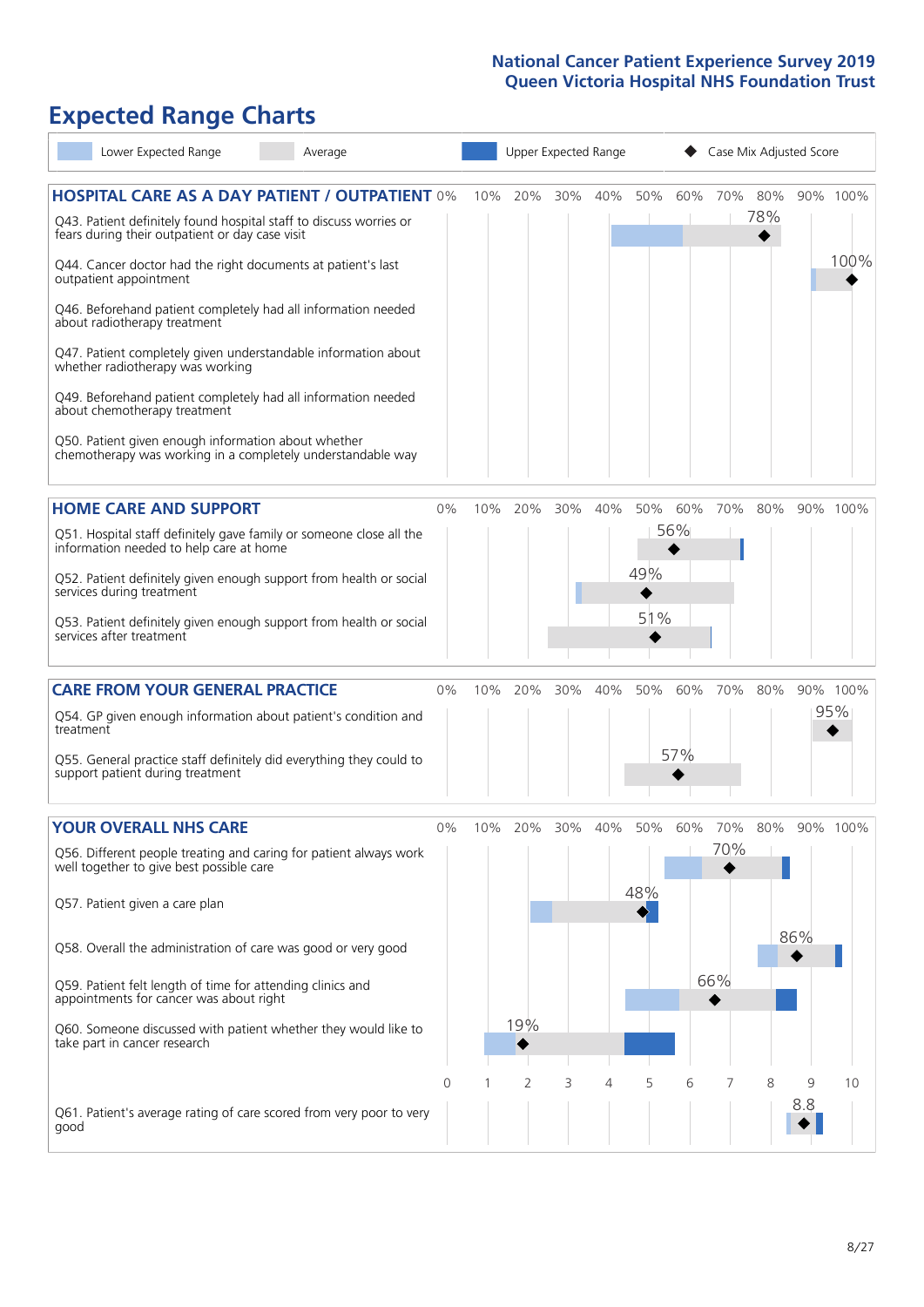# Expected Range Charts

Lower Expected Range | Average | Upper Expected Range | Case Mix Adjusted Score

## HOSPITAL CARE AS A DAY PATIENT / OUTPATIENT

| Question | Case Mix Adjusted Score |
|---|---|
| Q43. Patient definitely found hospital staff to discuss worries or fears during their outpatient or day case visit | 78% |
| Q44. Cancer doctor had the right documents at patient's last outpatient appointment | 100% |
| Q46. Beforehand patient completely had all information needed about radiotherapy treatment | |
| Q47. Patient completely given understandable information about whether radiotherapy treatment was working | |
| Q49. Beforehand patient completely had all information needed about chemotherapy treatment | |
| Q50. Patient given enough information about whether chemotherapy was working in a completely understandable way | |

## HOME CARE AND SUPPORT

| Question | Case Mix Adjusted Score |
|---|---|
| Q51. Hospital staff definitely gave family or someone close all the information needed to help care at home | 56% |
| Q52. Patient definitely given enough support from health or social services during treatment | 49% |
| Q53. Patient definitely given enough support from health or social services after treatment | 51% |

## CARE FROM YOUR GENERAL PRACTICE

| Question | Case Mix Adjusted Score |
|---|---|
| Q54. GP given enough information about patient's condition and treatment | 95% |
| Q55. General practice staff definitely did everything they could to support patient during treatment | 57% |

## YOUR OVERALL NHS CARE

| Question | Case Mix Adjusted Score |
|---|---|
| Q56. Different people treating and caring for patient always work well together to give best possible care | 70% |
| Q57. Patient given a care plan | 48% |
| Q58. Overall the administration of care was good or very good | 86% |
| Q59. Patient felt length of time for attending clinics and appointments for cancer was about right | 66% |
| Q60. Someone discussed with patient whether they would like to take part in cancer research | 19% |
| Q61. Patient's average rating of care scored from very poor to very good | 8.8 |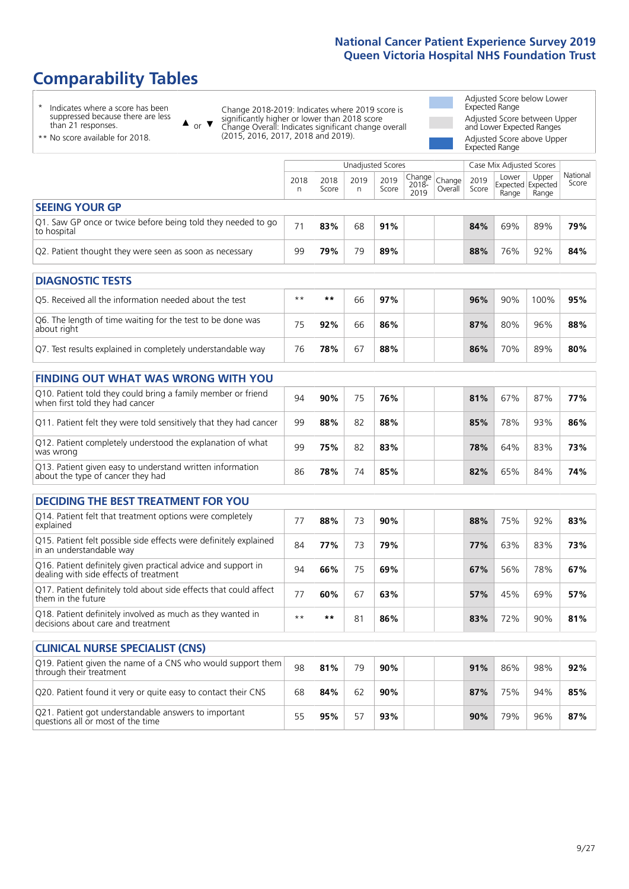# Comparability Tables

\* Indicates where a score has been suppressed because there are less than 21 responses.

\*\* No score available for 2018.

▲ or ▼ Change 2018-2019: Indicates where 2019 score is significantly higher or lower than 2018 score. Change Overall: Indicates significant change overall (2015, 2016, 2017, 2018 and 2019).

Adjusted Score below Lower Expected Range

Adjusted Score between Upper and Lower Expected Ranges

Adjusted Score above Upper Expected Range

| | Unadjusted Scores | | | | | | Case Mix Adjusted Scores | | | |
|---|---|---|---|---|---|---|---|---|---|---|
| | 2018 n | 2018 Score | 2019 n | 2019 Score | Change 2018-2019 | Change Overall | 2019 Score | Lower Expected Range | Upper Expected Range | National Score |
| **SEEING YOUR GP** | | | | | | | | | | |
| Q1. Saw GP once or twice before being told they needed to go to hospital | 71 | **83%** | 68 | **91%** | | | **84%** | 69% | 89% | **79%** |
| Q2. Patient thought they were seen as soon as necessary | 99 | **79%** | 79 | **89%** | | | **88%** | 76% | 92% | **84%** |
| **DIAGNOSTIC TESTS** | | | | | | | | | | |
| Q5. Received all the information needed about the test | ** | ** | 66 | **97%** | | | **96%** | 90% | 100% | **95%** |
| Q6. The length of time waiting for the test to be done was about right | 75 | **92%** | 66 | **86%** | | | **87%** | 80% | 96% | **88%** |
| Q7. Test results explained in completely understandable way | 76 | **78%** | 67 | **88%** | | | **86%** | 70% | 89% | **80%** |
| **FINDING OUT WHAT WAS WRONG WITH YOU** | | | | | | | | | | |
| Q10. Patient told they could bring a family member or friend when first told they had cancer | 94 | **90%** | 75 | **76%** | | | **81%** | 67% | 87% | **77%** |
| Q11. Patient felt they were told sensitively that they had cancer | 99 | **88%** | 82 | **88%** | | | **85%** | 78% | 93% | **86%** |
| Q12. Patient completely understood the explanation of what was wrong | 99 | **75%** | 82 | **83%** | | | **78%** | 64% | 83% | **73%** |
| Q13. Patient given easy to understand written information about the type of cancer they had | 86 | **78%** | 74 | **85%** | | | **82%** | 65% | 84% | **74%** |
| **DECIDING THE BEST TREATMENT FOR YOU** | | | | | | | | | | |
| Q14. Patient felt that treatment options were completely explained | 77 | **88%** | 73 | **90%** | | | **88%** | 75% | 92% | **83%** |
| Q15. Patient felt possible side effects were definitely explained in an understandable way | 84 | **77%** | 73 | **79%** | | | **77%** | 63% | 83% | **73%** |
| Q16. Patient definitely given practical advice and support in dealing with side effects of treatment | 94 | **66%** | 75 | **69%** | | | **67%** | 56% | 78% | **67%** |
| Q17. Patient definitely told about side effects that could affect them in the future | 77 | **60%** | 67 | **63%** | | | **57%** | 45% | 69% | **57%** |
| Q18. Patient definitely involved as much as they wanted in decisions about care and treatment | ** | ** | 81 | **86%** | | | **83%** | 72% | 90% | **81%** |
| **CLINICAL NURSE SPECIALIST (CNS)** | | | | | | | | | | |
| Q19. Patient given the name of a CNS who would support them through their treatment | 98 | **81%** | 79 | **90%** | | | **91%** | 86% | 98% | **92%** |
| Q20. Patient found it very or quite easy to contact their CNS | 68 | **84%** | 62 | **90%** | | | **87%** | 75% | 94% | **85%** |
| Q21. Patient got understandable answers to important questions all or most of the time | 55 | **95%** | 57 | **93%** | | | **90%** | 79% | 96% | **87%** |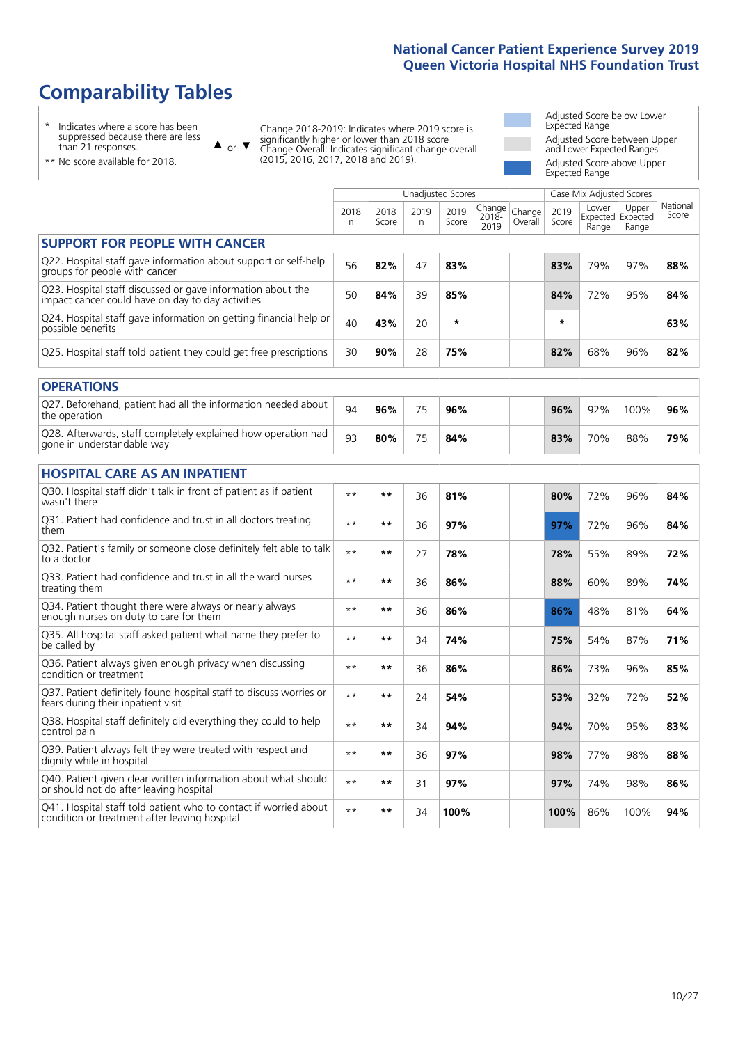# Comparability Tables

\* Indicates where a score has been suppressed because there are less than 21 responses.

\*\* No score available for 2018.

▲ or ▼ Change 2018-2019: Indicates where 2019 score is significantly higher or lower than 2018 score. Change Overall: Indicates significant change overall (2015, 2016, 2017, 2018 and 2019).

Adjusted Score below Lower Expected Range

Adjusted Score between Upper and Lower Expected Ranges

Adjusted Score above Upper Expected Range

| | Unadjusted Scores | | | | | | Case Mix Adjusted Scores | | | |
|---|---|---|---|---|---|---|---|---|---|---|
| | 2018 n | 2018 Score | 2019 n | 2019 Score | Change 2018-2019 | Change Overall | 2019 Score | Lower Expected Range | Upper Expected Range | National Score |
| **SUPPORT FOR PEOPLE WITH CANCER** | | | | | | | | | | |
| Q22. Hospital staff gave information about support or self-help groups for people with cancer | 56 | **82%** | 47 | **83%** | | | **83%** | 79% | 97% | **88%** |
| Q23. Hospital staff discussed or gave information about the impact cancer could have on day to day activities | 50 | **84%** | 39 | **85%** | | | **84%** | 72% | 95% | **84%** |
| Q24. Hospital staff gave information on getting financial help or possible benefits | 40 | **43%** | 20 | * | | | * | | | **63%** |
| Q25. Hospital staff told patient they could get free prescriptions | 30 | **90%** | 28 | **75%** | | | **82%** | 68% | 96% | **82%** |
| **OPERATIONS** | | | | | | | | | | |
| Q27. Beforehand, patient had all the information needed about the operation | 94 | **96%** | 75 | **96%** | | | **96%** | 92% | 100% | **96%** |
| Q28. Afterwards, staff completely explained how operation had gone in understandable way | 93 | **80%** | 75 | **84%** | | | **83%** | 70% | 88% | **79%** |
| **HOSPITAL CARE AS AN INPATIENT** | | | | | | | | | | |
| Q30. Hospital staff didn't talk in front of patient as if patient wasn't there | ** | ** | 36 | **81%** | | | **80%** | 72% | 96% | **84%** |
| Q31. Patient had confidence and trust in all doctors treating them | ** | ** | 36 | **97%** | | | **97%** | 72% | 96% | **84%** |
| Q32. Patient's family or someone close definitely felt able to talk to a doctor | ** | ** | 27 | **78%** | | | **78%** | 55% | 89% | **72%** |
| Q33. Patient had confidence and trust in all the ward nurses treating them | ** | ** | 36 | **86%** | | | **88%** | 60% | 89% | **74%** |
| Q34. Patient thought there were always or nearly always enough nurses on duty to care for them | ** | ** | 36 | **86%** | | | **86%** | 48% | 81% | **64%** |
| Q35. All hospital staff asked patient what name they prefer to be called by | ** | ** | 34 | **74%** | | | **75%** | 54% | 87% | **71%** |
| Q36. Patient always given enough privacy when discussing condition or treatment | ** | ** | 36 | **86%** | | | **86%** | 73% | 96% | **85%** |
| Q37. Patient definitely found hospital staff to discuss worries or fears during their inpatient visit | ** | ** | 24 | **54%** | | | **53%** | 32% | 72% | **52%** |
| Q38. Hospital staff definitely did everything they could to help control pain | ** | ** | 34 | **94%** | | | **94%** | 70% | 95% | **83%** |
| Q39. Patient always felt they were treated with respect and dignity while in hospital | ** | ** | 36 | **97%** | | | **98%** | 77% | 98% | **88%** |
| Q40. Patient given clear written information about what should or should not do after leaving hospital | ** | ** | 31 | **97%** | | | **97%** | 74% | 98% | **86%** |
| Q41. Hospital staff told patient who to contact if worried about condition or treatment after leaving hospital | ** | ** | 34 | **100%** | | | **100%** | 86% | 100% | **94%** |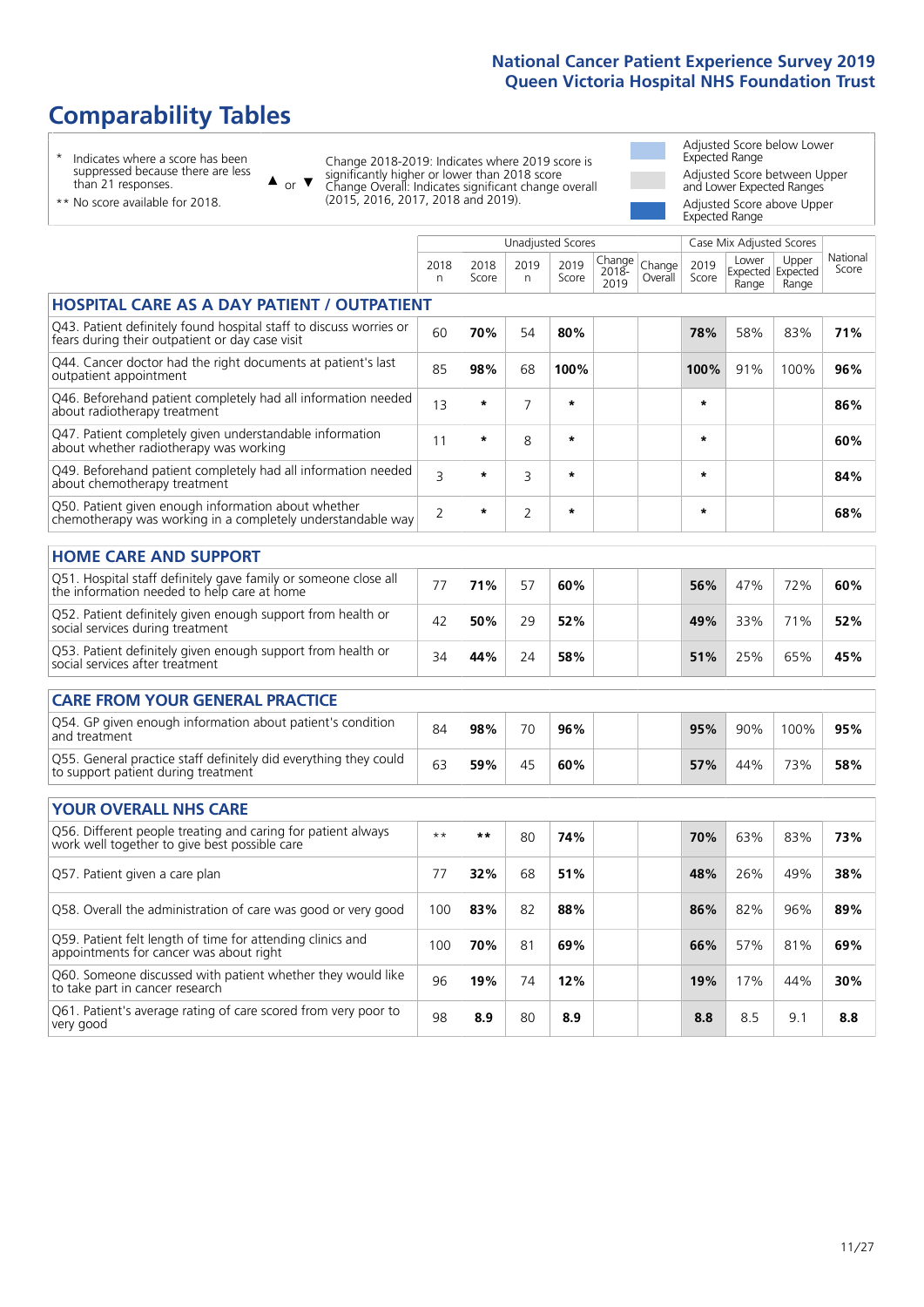# Comparability Tables

\* Indicates where a score has been suppressed because there are less than 21 responses.

\*\* No score available for 2018.

▲ or ▼ Change 2018-2019: Indicates where 2019 score is significantly higher or lower than 2018 score. Change Overall: Indicates significant change overall (2015, 2016, 2017, 2018 and 2019).

Adjusted Score below Lower Expected Range

Adjusted Score between Upper and Lower Expected Ranges

Adjusted Score above Upper Expected Range

| | Unadjusted Scores | | | | | | Case Mix Adjusted Scores | | | |
|---|---|---|---|---|---|---|---|---|---|---|
| | 2018 n | 2018 Score | 2019 n | 2019 Score | Change 2018-2019 | Change Overall | 2019 Score | Lower Expected Range | Upper Expected Range | National Score |
| **HOSPITAL CARE AS A DAY PATIENT / OUTPATIENT** | | | | | | | | | | |
| Q43. Patient definitely found hospital staff to discuss worries or fears during their outpatient or day case visit | 60 | **70%** | 54 | **80%** | | | **78%** | 58% | 83% | **71%** |
| Q44. Cancer doctor had the right documents at patient's last outpatient appointment | 85 | **98%** | 68 | **100%** | | | **100%** | 91% | 100% | **96%** |
| Q46. Beforehand patient completely had all information needed about radiotherapy treatment | 13 | * | 7 | * | | | * | | | **86%** |
| Q47. Patient completely given understandable information about whether radiotherapy was working | 11 | * | 8 | * | | | * | | | **60%** |
| Q49. Beforehand patient completely had all information needed about chemotherapy treatment | 3 | * | 3 | * | | | * | | | **84%** |
| Q50. Patient given enough information about whether chemotherapy was working in a completely understandable way | 2 | * | 2 | * | | | * | | | **68%** |
| **HOME CARE AND SUPPORT** | | | | | | | | | | |
| Q51. Hospital staff definitely gave family or someone close all the information needed to help care at home | 77 | **71%** | 57 | **60%** | | | **56%** | 47% | 72% | **60%** |
| Q52. Patient definitely given enough support from health or social services during treatment | 42 | **50%** | 29 | **52%** | | | **49%** | 33% | 71% | **52%** |
| Q53. Patient definitely given enough support from health or social services after treatment | 34 | **44%** | 24 | **58%** | | | **51%** | 25% | 65% | **45%** |
| **CARE FROM YOUR GENERAL PRACTICE** | | | | | | | | | | |
| Q54. GP given enough information about patient's condition and treatment | 84 | **98%** | 70 | **96%** | | | **95%** | 90% | 100% | **95%** |
| Q55. General practice staff definitely did everything they could to support patient during treatment | 63 | **59%** | 45 | **60%** | | | **57%** | 44% | 73% | **58%** |
| **YOUR OVERALL NHS CARE** | | | | | | | | | | |
| Q56. Different people treating and caring for patient always work well together to give best possible care | ** | ** | 80 | **74%** | | | **70%** | 63% | 83% | **73%** |
| Q57. Patient given a care plan | 77 | **32%** | 68 | **51%** | | | **48%** | 26% | 49% | **38%** |
| Q58. Overall the administration of care was good or very good | 100 | **83%** | 82 | **88%** | | | **86%** | 82% | 96% | **89%** |
| Q59. Patient felt length of time for attending clinics and appointments for cancer was about right | 100 | **70%** | 81 | **69%** | | | **66%** | 57% | 81% | **69%** |
| Q60. Someone discussed with patient whether they would like to take part in cancer research | 96 | **19%** | 74 | **12%** | | | **19%** | 17% | 44% | **30%** |
| Q61. Patient's average rating of care scored from very poor to very good | 98 | **8.9** | 80 | **8.9** | | | **8.8** | 8.5 | 9.1 | **8.8** |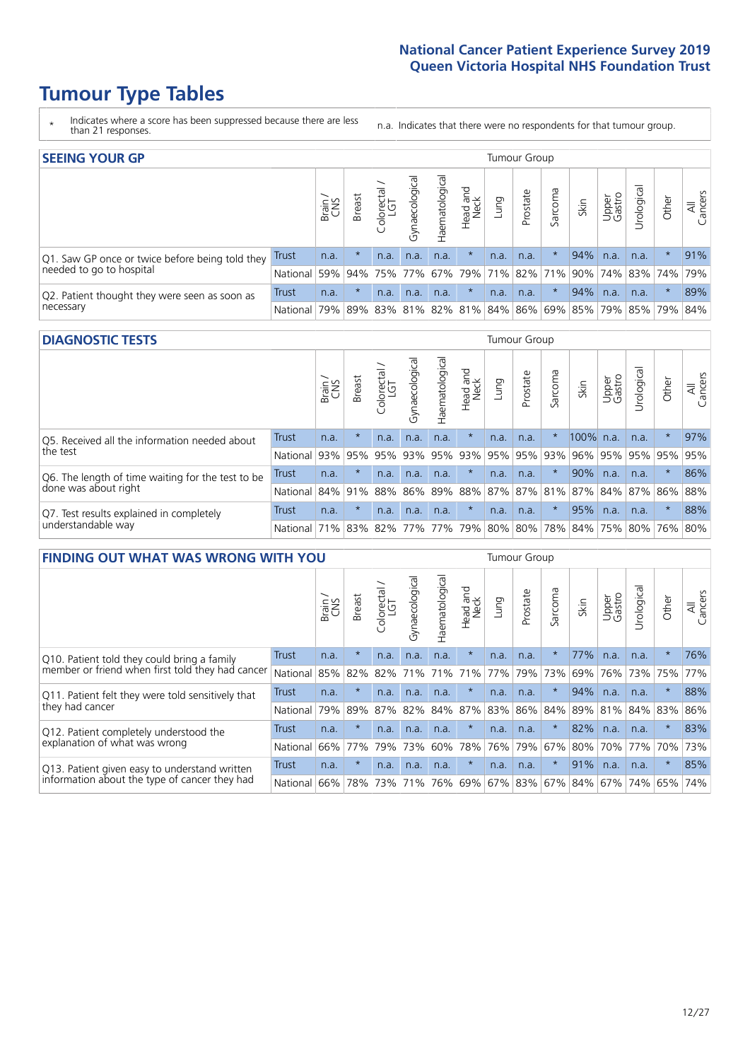# Tumour Type Tables

\* Indicates where a score has been suppressed because there are less than 21 responses.

n.a. Indicates that there were no respondents for that tumour group.

## SEEING YOUR GP

| | | Brain / CNS | Breast | Colorectal / LGT | Gynaecological | Haematological | Head and Neck | Lung | Prostate | Sarcoma | Skin | Upper Gastro | Urological | Other | All Cancers |
|---|---|---|---|---|---|---|---|---|---|---|---|---|---|---|---|
| Q1. Saw GP once or twice before being told they needed to go to hospital | Trust | n.a. | * | n.a. | n.a. | n.a. | * | n.a. | n.a. | * | 94% | n.a. | n.a. | * | 91% |
| | National | 59% | 94% | 75% | 77% | 67% | 79% | 71% | 82% | 71% | 90% | 74% | 83% | 74% | 79% |
| Q2. Patient thought they were seen as soon as necessary | Trust | n.a. | * | n.a. | n.a. | n.a. | * | n.a. | n.a. | * | 94% | n.a. | n.a. | * | 89% |
| | National | 79% | 89% | 83% | 81% | 82% | 81% | 84% | 86% | 69% | 85% | 79% | 85% | 79% | 84% |

## DIAGNOSTIC TESTS

| | | Brain / CNS | Breast | Colorectal / LGT | Gynaecological | Haematological | Head and Neck | Lung | Prostate | Sarcoma | Skin | Upper Gastro | Urological | Other | All Cancers |
|---|---|---|---|---|---|---|---|---|---|---|---|---|---|---|---|
| Q5. Received all the information needed about the test | Trust | n.a. | * | n.a. | n.a. | n.a. | * | n.a. | n.a. | * | 100% | n.a. | n.a. | * | 97% |
| | National | 93% | 95% | 95% | 93% | 95% | 93% | 95% | 95% | 93% | 96% | 95% | 95% | 95% | 95% |
| Q6. The length of time waiting for the test to be done was about right | Trust | n.a. | * | n.a. | n.a. | n.a. | * | n.a. | n.a. | * | 90% | n.a. | n.a. | * | 86% |
| | National | 84% | 91% | 88% | 86% | 89% | 88% | 87% | 87% | 81% | 87% | 84% | 87% | 86% | 88% |
| Q7. Test results explained in completely understandable way | Trust | n.a. | * | n.a. | n.a. | n.a. | * | n.a. | n.a. | * | 95% | n.a. | n.a. | * | 88% |
| | National | 71% | 83% | 82% | 77% | 77% | 79% | 80% | 80% | 78% | 84% | 75% | 80% | 76% | 80% |

## FINDING OUT WHAT WAS WRONG WITH YOU

| | | Brain / CNS | Breast | Colorectal / LGT | Gynaecological | Haematological | Head and Neck | Lung | Prostate | Sarcoma | Skin | Upper Gastro | Urological | Other | All Cancers |
|---|---|---|---|---|---|---|---|---|---|---|---|---|---|---|---|
| Q10. Patient told they could bring a family member or friend when first told they had cancer | Trust | n.a. | * | n.a. | n.a. | n.a. | * | n.a. | n.a. | * | 77% | n.a. | n.a. | * | 76% |
| | National | 85% | 82% | 82% | 71% | 71% | 71% | 77% | 79% | 73% | 69% | 76% | 73% | 75% | 77% |
| Q11. Patient felt they were told sensitively that they had cancer | Trust | n.a. | * | n.a. | n.a. | n.a. | * | n.a. | n.a. | * | 94% | n.a. | n.a. | * | 88% |
| | National | 79% | 89% | 87% | 82% | 84% | 87% | 83% | 86% | 84% | 89% | 81% | 84% | 83% | 86% |
| Q12. Patient completely understood the explanation of what was wrong | Trust | n.a. | * | n.a. | n.a. | n.a. | * | n.a. | n.a. | * | 82% | n.a. | n.a. | * | 83% |
| | National | 66% | 77% | 79% | 73% | 60% | 78% | 76% | 79% | 67% | 80% | 70% | 77% | 70% | 73% |
| Q13. Patient given easy to understand written information about the type of cancer they had | Trust | n.a. | * | n.a. | n.a. | n.a. | * | n.a. | n.a. | * | 91% | n.a. | n.a. | * | 85% |
| | National | 66% | 78% | 73% | 71% | 76% | 69% | 67% | 83% | 67% | 84% | 67% | 74% | 65% | 74% |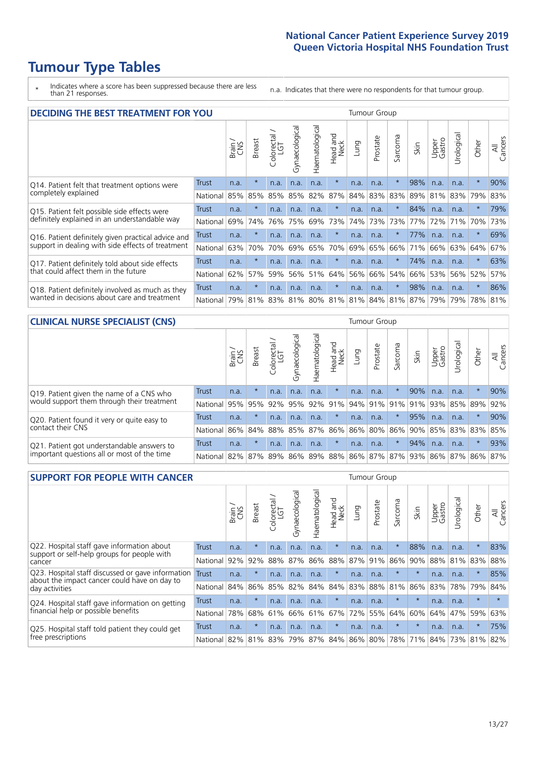# Tumour Type Tables

\* Indicates where a score has been suppressed because there are less than 21 responses.

n.a. Indicates that there were no respondents for that tumour group.

## DECIDING THE BEST TREATMENT FOR YOU

| | | Brain / CNS | Breast | Colorectal / LGT | Gynaecological | Haematological | Head and Neck | Lung | Prostate | Sarcoma | Skin | Upper Gastro | Urological | Other | All Cancers |
|---|---|---|---|---|---|---|---|---|---|---|---|---|---|---|---|
| Q14. Patient felt that treatment options were completely explained | Trust | n.a. | * | n.a. | n.a. | n.a. | * | n.a. | n.a. | * | 98% | n.a. | n.a. | * | 90% |
| | National | 85% | 85% | 85% | 85% | 82% | 87% | 84% | 83% | 83% | 89% | 81% | 83% | 79% | 83% |
| Q15. Patient felt possible side effects were definitely explained in an understandable way | Trust | n.a. | * | n.a. | n.a. | n.a. | * | n.a. | n.a. | * | 84% | n.a. | n.a. | * | 79% |
| | National | 69% | 74% | 76% | 75% | 69% | 73% | 74% | 73% | 73% | 77% | 72% | 71% | 70% | 73% |
| Q16. Patient definitely given practical advice and support in dealing with side effects of treatment | Trust | n.a. | * | n.a. | n.a. | n.a. | * | n.a. | n.a. | * | 77% | n.a. | n.a. | * | 69% |
| | National | 63% | 70% | 70% | 69% | 65% | 70% | 69% | 65% | 66% | 71% | 66% | 63% | 64% | 67% |
| Q17. Patient definitely told about side effects that could affect them in the future | Trust | n.a. | * | n.a. | n.a. | n.a. | * | n.a. | n.a. | * | 74% | n.a. | n.a. | * | 63% |
| | National | 62% | 57% | 59% | 56% | 51% | 64% | 56% | 66% | 54% | 66% | 53% | 56% | 52% | 57% |
| Q18. Patient definitely involved as much as they wanted in decisions about care and treatment | Trust | n.a. | * | n.a. | n.a. | n.a. | * | n.a. | n.a. | * | 98% | n.a. | n.a. | * | 86% |
| | National | 79% | 81% | 83% | 81% | 80% | 81% | 81% | 84% | 81% | 87% | 79% | 79% | 78% | 81% |

## CLINICAL NURSE SPECIALIST (CNS)

| | | Brain / CNS | Breast | Colorectal / LGT | Gynaecological | Haematological | Head and Neck | Lung | Prostate | Sarcoma | Skin | Upper Gastro | Urological | Other | All Cancers |
|---|---|---|---|---|---|---|---|---|---|---|---|---|---|---|---|
| Q19. Patient given the name of a CNS who would support them through their treatment | Trust | n.a. | * | n.a. | n.a. | n.a. | * | n.a. | n.a. | * | 90% | n.a. | n.a. | * | 90% |
| | National | 95% | 95% | 92% | 95% | 92% | 91% | 94% | 91% | 91% | 91% | 93% | 85% | 89% | 92% |
| Q20. Patient found it very or quite easy to contact their CNS | Trust | n.a. | * | n.a. | n.a. | n.a. | * | n.a. | n.a. | * | 95% | n.a. | n.a. | * | 90% |
| | National | 86% | 84% | 88% | 85% | 87% | 86% | 86% | 80% | 86% | 90% | 85% | 83% | 83% | 85% |
| Q21. Patient got understandable answers to important questions all or most of the time | Trust | n.a. | * | n.a. | n.a. | n.a. | * | n.a. | n.a. | * | 94% | n.a. | n.a. | * | 93% |
| | National | 82% | 87% | 89% | 86% | 89% | 88% | 86% | 87% | 87% | 93% | 86% | 87% | 86% | 87% |

## SUPPORT FOR PEOPLE WITH CANCER

| | | Brain / CNS | Breast | Colorectal / LGT | Gynaecological | Haematological | Head and Neck | Lung | Prostate | Sarcoma | Skin | Upper Gastro | Urological | Other | All Cancers |
|---|---|---|---|---|---|---|---|---|---|---|---|---|---|---|---|
| Q22. Hospital staff gave information about support or self-help groups for people with cancer | Trust | n.a. | * | n.a. | n.a. | n.a. | * | n.a. | n.a. | * | 88% | n.a. | n.a. | * | 83% |
| | National | 92% | 92% | 88% | 87% | 86% | 88% | 87% | 91% | 86% | 90% | 88% | 81% | 83% | 88% |
| Q23. Hospital staff discussed or gave information about the impact cancer could have on day to day activities | Trust | n.a. | * | n.a. | n.a. | n.a. | * | n.a. | n.a. | * | * | n.a. | n.a. | * | 85% |
| | National | 84% | 86% | 85% | 82% | 84% | 84% | 83% | 88% | 81% | 86% | 83% | 78% | 79% | 84% |
| Q24. Hospital staff gave information on getting financial help or possible benefits | Trust | n.a. | * | n.a. | n.a. | n.a. | * | n.a. | n.a. | * | * | n.a. | n.a. | * | * |
| | National | 78% | 68% | 61% | 66% | 61% | 67% | 72% | 55% | 64% | 60% | 64% | 47% | 59% | 63% |
| Q25. Hospital staff told patient they could get free prescriptions | Trust | n.a. | * | n.a. | n.a. | n.a. | * | n.a. | n.a. | * | * | n.a. | n.a. | * | 75% |
| | National | 82% | 81% | 83% | 79% | 87% | 84% | 86% | 80% | 78% | 71% | 84% | 73% | 81% | 82% |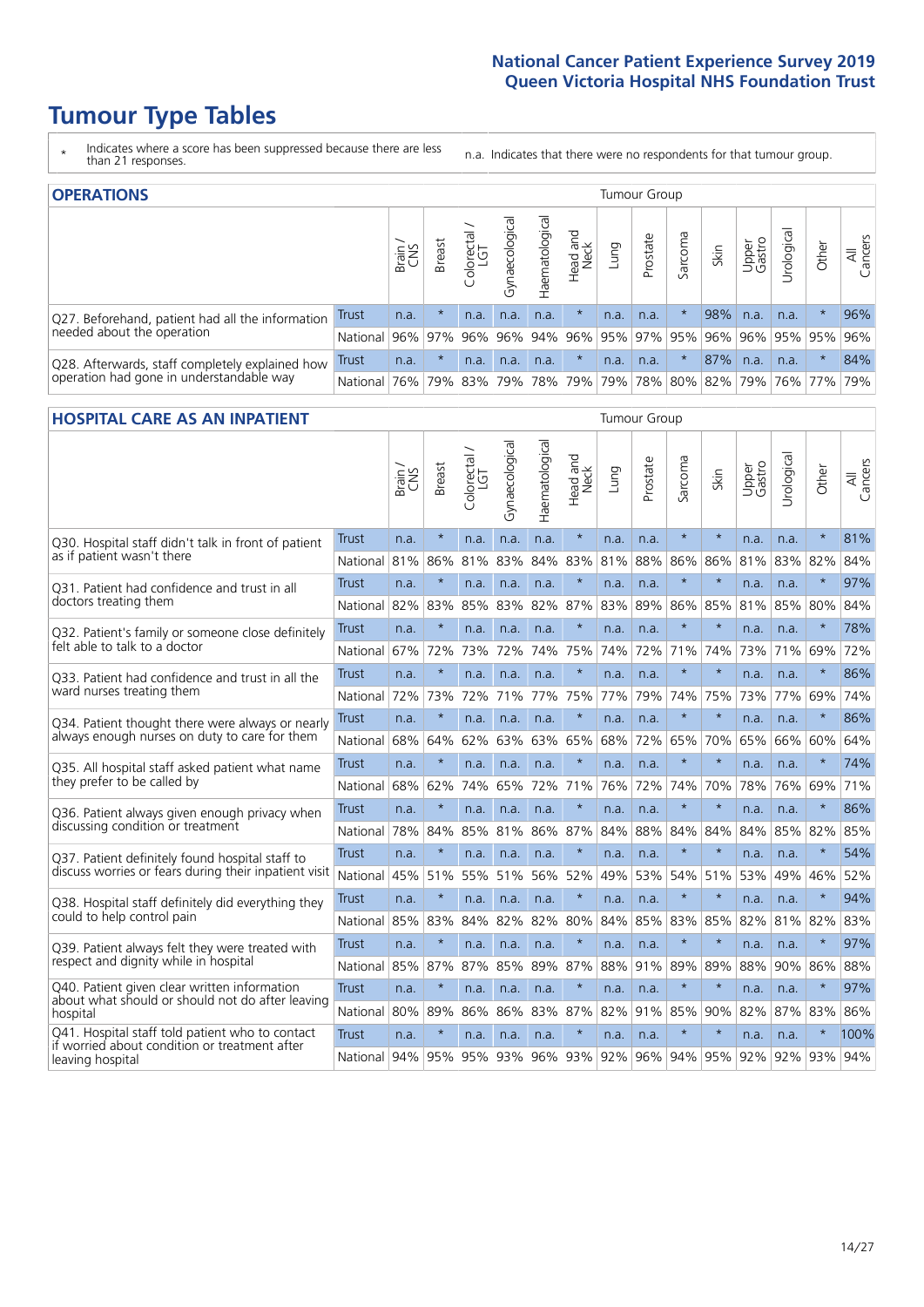# Tumour Type Tables

\* Indicates where a score has been suppressed because there are less than 21 responses.

n.a. Indicates that there were no respondents for that tumour group.

## OPERATIONS

| | | Brain / CNS | Breast | Colorectal / LGT | Gynaecological | Haematological | Head and Neck | Lung | Prostate | Sarcoma | Skin | Upper Gastro | Urological | Other | All Cancers |
|---|---|---|---|---|---|---|---|---|---|---|---|---|---|---|---|
| Q27. Beforehand, patient had all the information needed about the operation | Trust | n.a. | * | n.a. | n.a. | n.a. | * | n.a. | n.a. | * | 98% | n.a. | n.a. | * | 96% |
| | National | 96% | 97% | 96% | 96% | 94% | 96% | 95% | 97% | 95% | 96% | 96% | 95% | 95% | 96% |
| Q28. Afterwards, staff completely explained how operation had gone in understandable way | Trust | n.a. | * | n.a. | n.a. | n.a. | * | n.a. | n.a. | * | 87% | n.a. | n.a. | * | 84% |
| | National | 76% | 79% | 83% | 79% | 78% | 79% | 79% | 78% | 80% | 82% | 79% | 76% | 77% | 79% |

## HOSPITAL CARE AS AN INPATIENT

| | | Brain / CNS | Breast | Colorectal / LGT | Gynaecological | Haematological | Head and Neck | Lung | Prostate | Sarcoma | Skin | Upper Gastro | Urological | Other | All Cancers |
|---|---|---|---|---|---|---|---|---|---|---|---|---|---|---|---|
| Q30. Hospital staff didn't talk in front of patient as if patient wasn't there | Trust | n.a. | * | n.a. | n.a. | n.a. | * | n.a. | n.a. | * | * | n.a. | n.a. | * | 81% |
| | National | 81% | 86% | 81% | 83% | 84% | 83% | 81% | 88% | 86% | 86% | 81% | 83% | 82% | 84% |
| Q31. Patient had confidence and trust in all doctors treating them | Trust | n.a. | * | n.a. | n.a. | n.a. | * | n.a. | n.a. | * | * | n.a. | n.a. | * | 97% |
| | National | 82% | 83% | 85% | 83% | 82% | 87% | 83% | 89% | 86% | 85% | 81% | 85% | 80% | 84% |
| Q32. Patient's family or someone close definitely felt able to talk to a doctor | Trust | n.a. | * | n.a. | n.a. | n.a. | * | n.a. | n.a. | * | * | n.a. | n.a. | * | 78% |
| | National | 67% | 72% | 73% | 72% | 74% | 75% | 74% | 72% | 71% | 74% | 73% | 71% | 69% | 72% |
| Q33. Patient had confidence and trust in all the ward nurses treating them | Trust | n.a. | * | n.a. | n.a. | n.a. | * | n.a. | n.a. | * | * | n.a. | n.a. | * | 86% |
| | National | 72% | 73% | 72% | 71% | 77% | 75% | 77% | 79% | 74% | 75% | 73% | 77% | 69% | 74% |
| Q34. Patient thought there were always or nearly always enough nurses on duty to care for them | Trust | n.a. | * | n.a. | n.a. | n.a. | * | n.a. | n.a. | * | * | n.a. | n.a. | * | 86% |
| | National | 68% | 64% | 62% | 63% | 63% | 65% | 68% | 72% | 65% | 70% | 65% | 66% | 60% | 64% |
| Q35. All hospital staff asked patient what name they prefer to be called by | Trust | n.a. | * | n.a. | n.a. | n.a. | * | n.a. | n.a. | * | * | n.a. | n.a. | * | 74% |
| | National | 68% | 62% | 74% | 65% | 72% | 71% | 76% | 72% | 74% | 70% | 78% | 76% | 69% | 71% |
| Q36. Patient always given enough privacy when discussing condition or treatment | Trust | n.a. | * | n.a. | n.a. | n.a. | * | n.a. | n.a. | * | * | n.a. | n.a. | * | 86% |
| | National | 78% | 84% | 85% | 81% | 86% | 87% | 84% | 88% | 84% | 84% | 84% | 85% | 82% | 85% |
| Q37. Patient definitely found hospital staff to discuss worries or fears during their inpatient visit | Trust | n.a. | * | n.a. | n.a. | n.a. | * | n.a. | n.a. | * | * | n.a. | n.a. | * | 54% |
| | National | 45% | 51% | 55% | 51% | 56% | 52% | 49% | 53% | 54% | 51% | 53% | 49% | 46% | 52% |
| Q38. Hospital staff definitely did everything they could to help control pain | Trust | n.a. | * | n.a. | n.a. | n.a. | * | n.a. | n.a. | * | * | n.a. | n.a. | * | 94% |
| | National | 85% | 83% | 84% | 82% | 82% | 80% | 84% | 85% | 83% | 85% | 82% | 81% | 82% | 83% |
| Q39. Patient always felt they were treated with respect and dignity while in hospital | Trust | n.a. | * | n.a. | n.a. | n.a. | * | n.a. | n.a. | * | * | n.a. | n.a. | * | 97% |
| | National | 85% | 87% | 87% | 85% | 89% | 87% | 88% | 91% | 89% | 89% | 88% | 90% | 86% | 88% |
| Q40. Patient given clear written information about what should or should not do after leaving hospital | Trust | n.a. | * | n.a. | n.a. | n.a. | * | n.a. | n.a. | * | * | n.a. | n.a. | * | 97% |
| | National | 80% | 89% | 86% | 86% | 83% | 87% | 82% | 91% | 85% | 90% | 82% | 87% | 83% | 86% |
| Q41. Hospital staff told patient who to contact if worried about condition or treatment after leaving hospital | Trust | n.a. | * | n.a. | n.a. | n.a. | * | n.a. | n.a. | * | * | n.a. | n.a. | * | 100% |
| | National | 94% | 95% | 95% | 93% | 96% | 93% | 92% | 96% | 94% | 95% | 92% | 92% | 93% | 94% |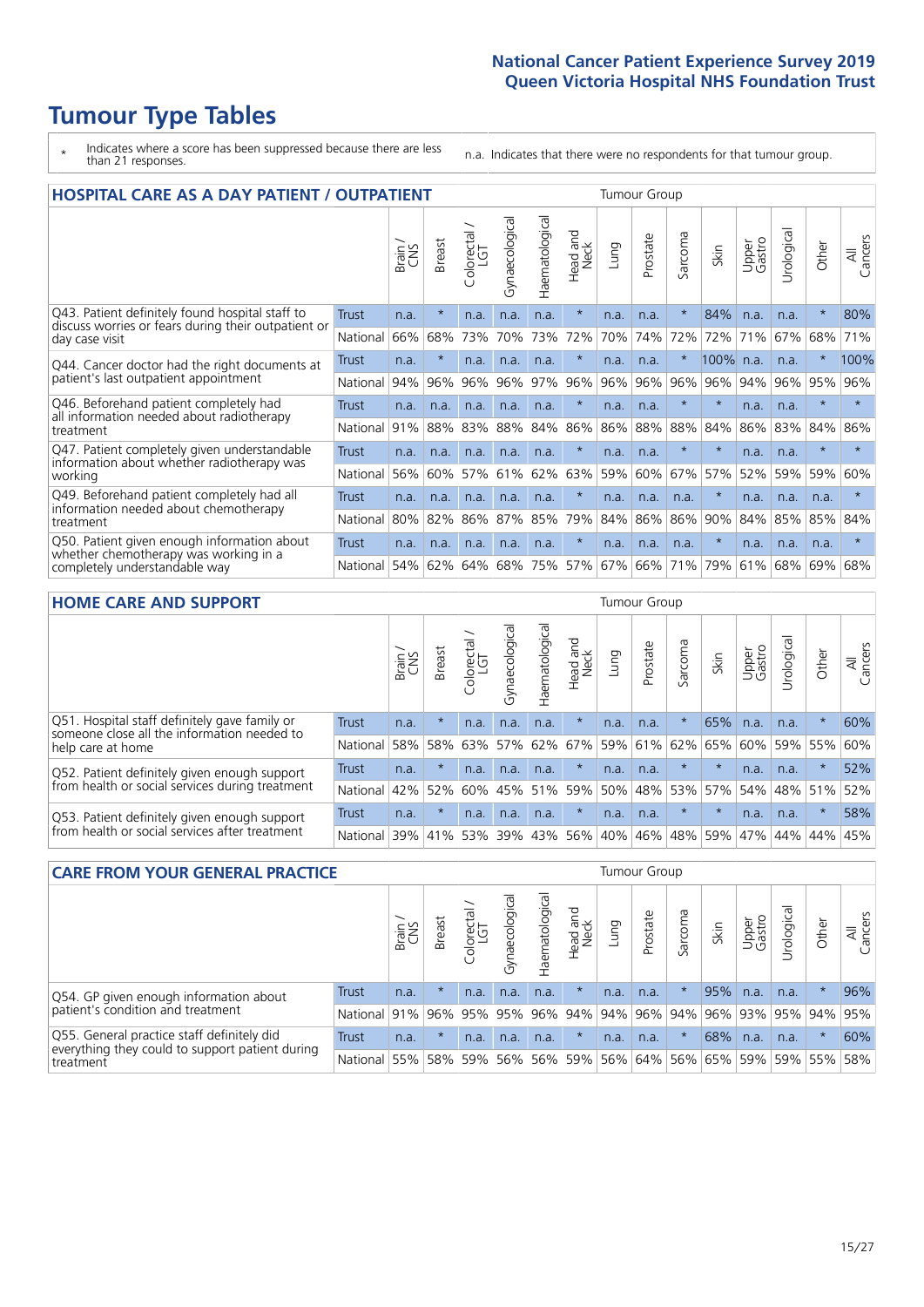# Tumour Type Tables

\* Indicates where a score has been suppressed because there are less than 21 responses.

n.a. Indicates that there were no respondents for that tumour group.

## HOSPITAL CARE AS A DAY PATIENT / OUTPATIENT

| | | Brain / CNS | Breast | Colorectal / LGT | Gynaecological | Haematological | Head and Neck | Lung | Prostate | Sarcoma | Skin | Upper Gastro | Urological | Other | All Cancers |
|---|---|---|---|---|---|---|---|---|---|---|---|---|---|---|---|
| Q43. Patient definitely found hospital staff to discuss worries or fears during their outpatient or day case visit | Trust | n.a. | * | n.a. | n.a. | n.a. | * | n.a. | n.a. | * | 84% | n.a. | n.a. | * | 80% |
| | National | 66% | 68% | 73% | 70% | 73% | 72% | 70% | 74% | 72% | 72% | 71% | 67% | 68% | 71% |
| Q44. Cancer doctor had the right documents at patient's last outpatient appointment | Trust | n.a. | * | n.a. | n.a. | n.a. | * | n.a. | n.a. | * | 100% | n.a. | n.a. | * | 100% |
| | National | 94% | 96% | 96% | 96% | 97% | 96% | 96% | 96% | 96% | 96% | 94% | 96% | 95% | 96% |
| Q46. Beforehand patient completely had all information needed about radiotherapy treatment | Trust | n.a. | n.a. | n.a. | n.a. | n.a. | * | n.a. | n.a. | * | * | n.a. | n.a. | * | * |
| | National | 91% | 88% | 83% | 88% | 84% | 86% | 86% | 88% | 88% | 84% | 86% | 83% | 84% | 86% |
| Q47. Patient completely given understandable information about whether radiotherapy was working | Trust | n.a. | n.a. | n.a. | n.a. | n.a. | * | n.a. | n.a. | * | * | n.a. | n.a. | * | * |
| | National | 56% | 60% | 57% | 61% | 62% | 63% | 59% | 60% | 67% | 57% | 52% | 59% | 59% | 60% |
| Q49. Beforehand patient completely had all information needed about chemotherapy treatment | Trust | n.a. | n.a. | n.a. | n.a. | n.a. | * | n.a. | n.a. | n.a. | * | n.a. | n.a. | n.a. | * |
| | National | 80% | 82% | 86% | 87% | 85% | 79% | 84% | 86% | 86% | 90% | 84% | 85% | 85% | 84% |
| Q50. Patient given enough information about whether chemotherapy was working in a completely understandable way | Trust | n.a. | n.a. | n.a. | n.a. | n.a. | * | n.a. | n.a. | n.a. | * | n.a. | n.a. | n.a. | * |
| | National | 54% | 62% | 64% | 68% | 75% | 57% | 67% | 66% | 71% | 79% | 61% | 68% | 69% | 68% |

## HOME CARE AND SUPPORT

| | | Brain / CNS | Breast | Colorectal / LGT | Gynaecological | Haematological | Head and Neck | Lung | Prostate | Sarcoma | Skin | Upper Gastro | Urological | Other | All Cancers |
|---|---|---|---|---|---|---|---|---|---|---|---|---|---|---|---|
| Q51. Hospital staff definitely gave family or someone close all the information needed to help care at home | Trust | n.a. | * | n.a. | n.a. | n.a. | * | n.a. | n.a. | * | 65% | n.a. | n.a. | * | 60% |
| | National | 58% | 58% | 63% | 57% | 62% | 67% | 59% | 61% | 62% | 65% | 60% | 59% | 55% | 60% |
| Q52. Patient definitely given enough support from health or social services during treatment | Trust | n.a. | * | n.a. | n.a. | n.a. | * | n.a. | n.a. | * | * | n.a. | n.a. | * | 52% |
| | National | 42% | 52% | 60% | 45% | 51% | 59% | 50% | 48% | 53% | 57% | 54% | 48% | 51% | 52% |
| Q53. Patient definitely given enough support from health or social services after treatment | Trust | n.a. | * | n.a. | n.a. | n.a. | * | n.a. | n.a. | * | * | n.a. | n.a. | * | 58% |
| | National | 39% | 41% | 53% | 39% | 43% | 56% | 40% | 46% | 48% | 59% | 47% | 44% | 44% | 45% |

## CARE FROM YOUR GENERAL PRACTICE

| | | Brain / CNS | Breast | Colorectal / LGT | Gynaecological | Haematological | Head and Neck | Lung | Prostate | Sarcoma | Skin | Upper Gastro | Urological | Other | All Cancers |
|---|---|---|---|---|---|---|---|---|---|---|---|---|---|---|---|
| Q54. GP given enough information about patient's condition and treatment | Trust | n.a. | * | n.a. | n.a. | n.a. | * | n.a. | n.a. | * | 95% | n.a. | n.a. | * | 96% |
| | National | 91% | 96% | 95% | 95% | 96% | 94% | 94% | 96% | 94% | 96% | 93% | 95% | 94% | 95% |
| Q55. General practice staff definitely did everything they could to support patient during treatment | Trust | n.a. | * | n.a. | n.a. | n.a. | * | n.a. | n.a. | * | 68% | n.a. | n.a. | * | 60% |
| | National | 55% | 58% | 59% | 56% | 56% | 59% | 56% | 64% | 56% | 65% | 59% | 59% | 55% | 58% |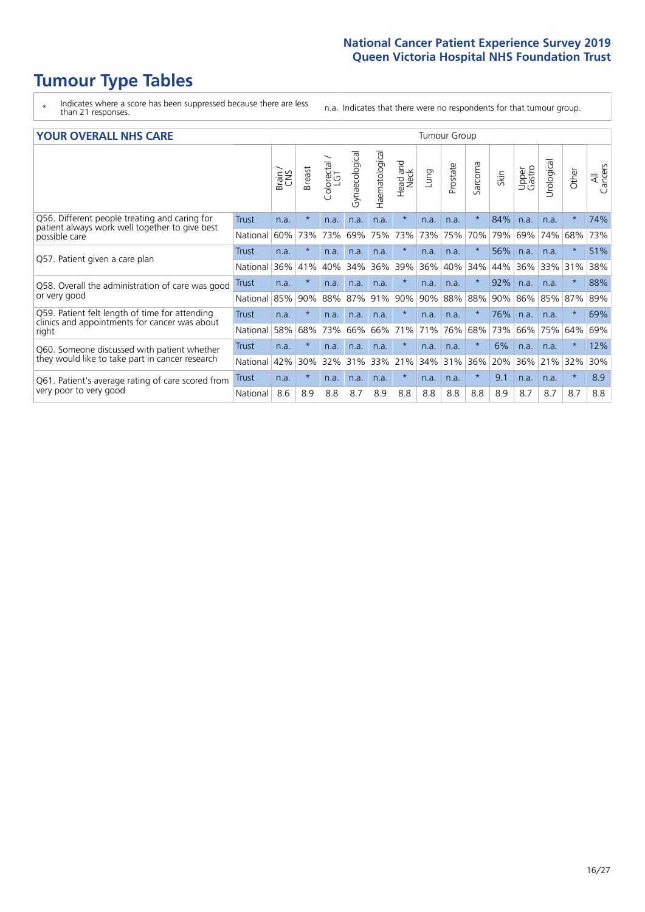# Tumour Type Tables

\* Indicates where a score has been suppressed because there are less than 21 responses.

n.a. Indicates that there were no respondents for that tumour group.

## YOUR OVERALL NHS CARE

| | | Tumour Group | | | | | | | | | | | | | | |
|---|---|---|---|---|---|---|---|---|---|---|---|---|---|---|---|---|
| | | Brain / CNS | Breast | Colorectal / LGT | Gynaecological | Haematological | Head and Neck | Lung | Prostate | Sarcoma | Skin | Upper Gastro | Urological | Other | All Cancers |
| Q56. Different people treating and caring for patient always work well together to give best possible care | Trust | n.a. | * | n.a. | n.a. | n.a. | * | n.a. | n.a. | * | 84% | n.a. | n.a. | * | 74% |
| | National | 60% | 73% | 73% | 69% | 75% | 73% | 73% | 75% | 70% | 79% | 69% | 74% | 68% | 73% |
| Q57. Patient given a care plan | Trust | n.a. | * | n.a. | n.a. | n.a. | * | n.a. | n.a. | * | 56% | n.a. | n.a. | * | 51% |
| | National | 36% | 41% | 40% | 34% | 36% | 39% | 36% | 40% | 34% | 44% | 36% | 33% | 31% | 38% |
| Q58. Overall the administration of care was good or very good | Trust | n.a. | * | n.a. | n.a. | n.a. | * | n.a. | n.a. | * | 92% | n.a. | n.a. | * | 88% |
| | National | 85% | 90% | 88% | 87% | 91% | 90% | 90% | 88% | 88% | 90% | 86% | 85% | 87% | 89% |
| Q59. Patient felt length of time for attending clinics and appointments for cancer was about right | Trust | n.a. | * | n.a. | n.a. | n.a. | * | n.a. | n.a. | * | 76% | n.a. | n.a. | * | 69% |
| | National | 58% | 68% | 73% | 66% | 66% | 71% | 71% | 76% | 68% | 73% | 66% | 75% | 64% | 69% |
| Q60. Someone discussed with patient whether they would like to take part in cancer research | Trust | n.a. | * | n.a. | n.a. | n.a. | * | n.a. | n.a. | * | 6% | n.a. | n.a. | * | 12% |
| | National | 42% | 30% | 32% | 31% | 33% | 21% | 34% | 31% | 36% | 20% | 36% | 21% | 32% | 30% |
| Q61. Patient's average rating of care scored from very poor to very good | Trust | n.a. | * | n.a. | n.a. | n.a. | * | n.a. | n.a. | * | 9.1 | n.a. | n.a. | * | 8.9 |
| | National | 8.6 | 8.9 | 8.8 | 8.7 | 8.9 | 8.8 | 8.8 | 8.8 | 8.8 | 8.9 | 8.7 | 8.7 | 8.7 | 8.8 |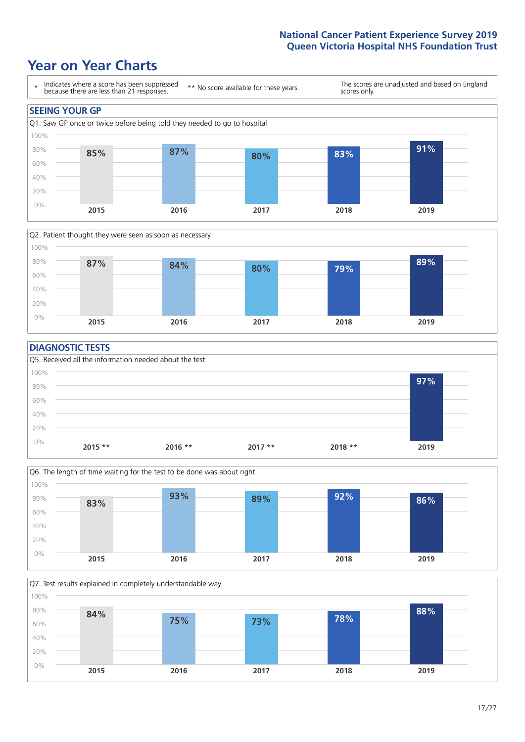# Year on Year Charts

\* Indicates where a score has been suppressed because there are less than 21 responses.

** No score available for these years.

The scores are unadjusted and based on England scores only.

## SEEING YOUR GP

Q1. Saw GP once or twice before being told they needed to go to hospital

| 2015 | 2016 | 2017 | 2018 | 2019 |
|---|---|---|---|---|
| 85% | 87% | 80% | 83% | 91% |

Q2. Patient thought they were seen as soon as necessary

| 2015 | 2016 | 2017 | 2018 | 2019 |
|---|---|---|---|---|
| 87% | 84% | 80% | 79% | 89% |

## DIAGNOSTIC TESTS

Q5. Received all the information needed about the test

| 2015 ** | 2016 ** | 2017 ** | 2018 ** | 2019 |
|---|---|---|---|---|
| | | | | 97% |

Q6. The length of time waiting for the test to be done was about right

| 2015 | 2016 | 2017 | 2018 | 2019 |
|---|---|---|---|---|
| 83% | 93% | 89% | 92% | 86% |

Q7. Test results explained in completely understandable way

| 2015 | 2016 | 2017 | 2018 | 2019 |
|---|---|---|---|---|
| 84% | 75% | 73% | 78% | 88% |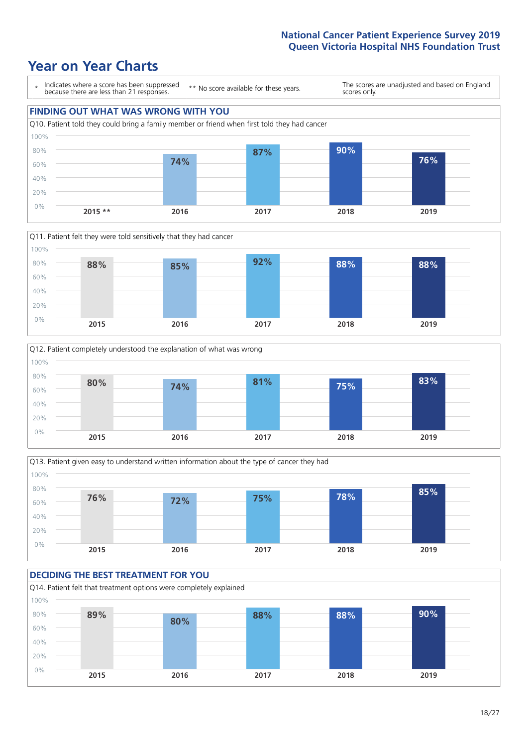# Year on Year Charts

\* Indicates where a score has been suppressed because there are less than 21 responses.

** No score available for these years.

The scores are unadjusted and based on England scores only.

## FINDING OUT WHAT WAS WRONG WITH YOU

Q10. Patient told they could bring a family member or friend when first told they had cancer

| 2015 ** | 2016 | 2017 | 2018 | 2019 |
|---|---|---|---|---|
| | 74% | 87% | 90% | 76% |

Q11. Patient felt they were told sensitively that they had cancer

| 2015 | 2016 | 2017 | 2018 | 2019 |
|---|---|---|---|---|
| 88% | 85% | 92% | 88% | 88% |

Q12. Patient completely understood the explanation of what was wrong

| 2015 | 2016 | 2017 | 2018 | 2019 |
|---|---|---|---|---|
| 80% | 74% | 81% | 75% | 83% |

Q13. Patient given easy to understand written information about the type of cancer they had

| 2015 | 2016 | 2017 | 2018 | 2019 |
|---|---|---|---|---|
| 76% | 72% | 75% | 78% | 85% |

## DECIDING THE BEST TREATMENT FOR YOU

Q14. Patient felt that treatment options were completely explained

| 2015 | 2016 | 2017 | 2018 | 2019 |
|---|---|---|---|---|
| 89% | 80% | 88% | 88% | 90% |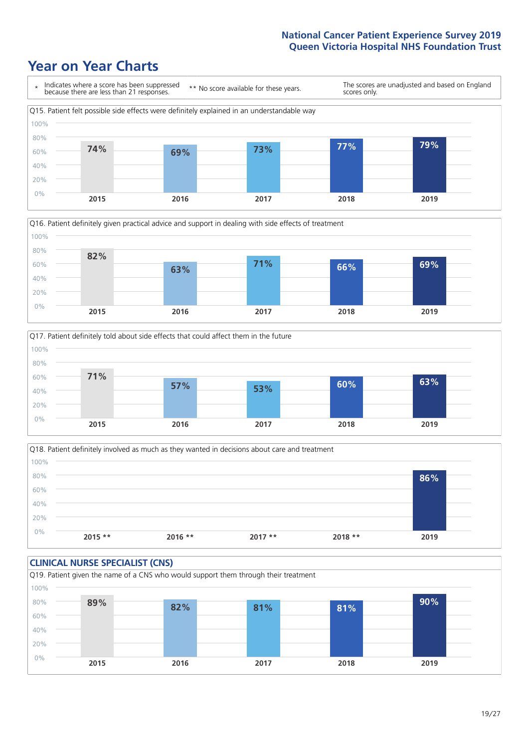# Year on Year Charts

| * Indicates where a score has been suppressed because there are less than 21 responses. | ** No score available for these years. | The scores are unadjusted and based on England scores only. |
| --- | --- | --- |

Q15. Patient felt possible side effects were definitely explained in an understandable way

| 2015 | 2016 | 2017 | 2018 | 2019 |
| --- | --- | --- | --- | --- |
| 74% | 69% | 73% | 77% | 79% |

Q16. Patient definitely given practical advice and support in dealing with side effects of treatment

| 2015 | 2016 | 2017 | 2018 | 2019 |
| --- | --- | --- | --- | --- |
| 82% | 63% | 71% | 66% | 69% |

Q17. Patient definitely told about side effects that could affect them in the future

| 2015 | 2016 | 2017 | 2018 | 2019 |
| --- | --- | --- | --- | --- |
| 71% | 57% | 53% | 60% | 63% |

Q18. Patient definitely involved as much as they wanted in decisions about care and treatment

| 2015 ** | 2016 ** | 2017 ** | 2018 ** | 2019 |
| --- | --- | --- | --- | --- |
| | | | | 86% |

## CLINICAL NURSE SPECIALIST (CNS)

Q19. Patient given the name of a CNS who would support them through their treatment

| 2015 | 2016 | 2017 | 2018 | 2019 |
| --- | --- | --- | --- | --- |
| 89% | 82% | 81% | 81% | 90% |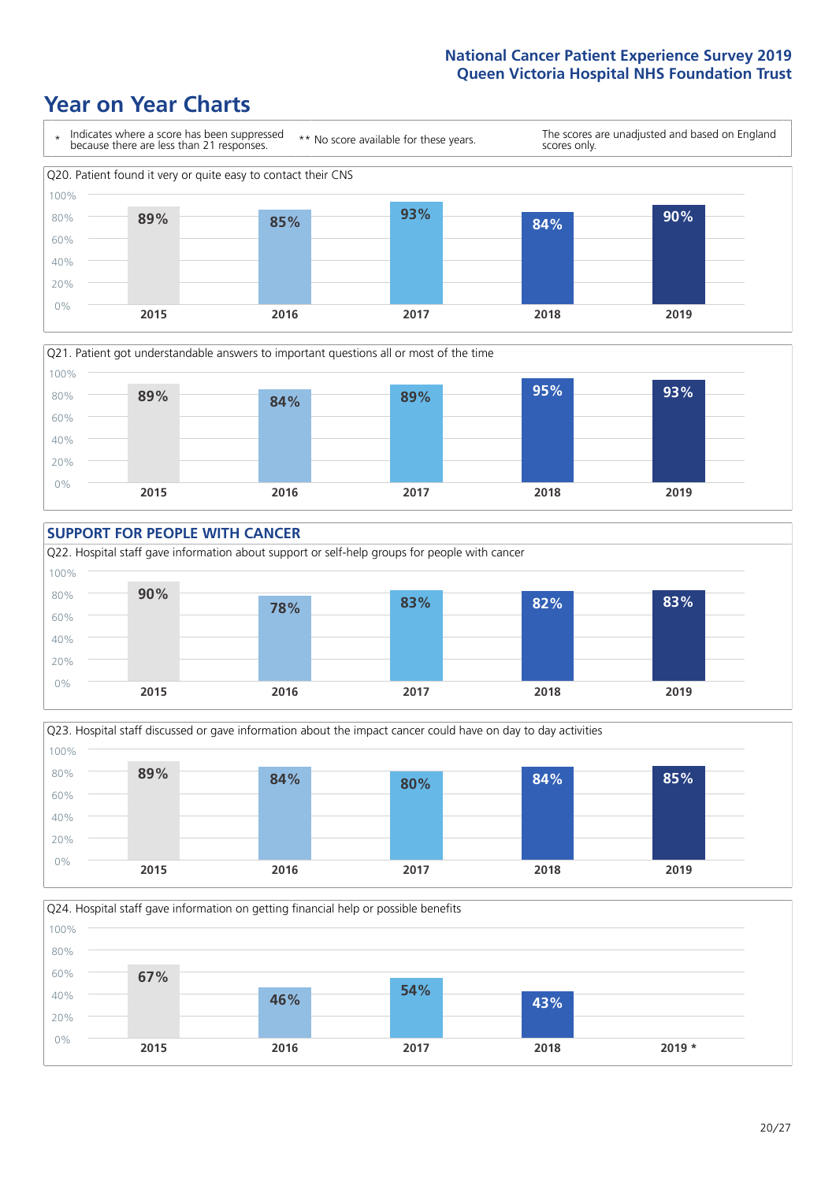## Year on Year Charts

\* Indicates where a score has been suppressed because there are less than 21 responses.

\*\* No score available for these years.

The scores are unadjusted and based on England scores only.

Q20. Patient found it very or quite easy to contact their CNS

| 2015 | 2016 | 2017 | 2018 | 2019 |
|---|---|---|---|---|
| 89% | 85% | 93% | 84% | 90% |

Q21. Patient got understandable answers to important questions all or most of the time

| 2015 | 2016 | 2017 | 2018 | 2019 |
|---|---|---|---|---|
| 89% | 84% | 89% | 95% | 93% |

### SUPPORT FOR PEOPLE WITH CANCER

Q22. Hospital staff gave information about support or self-help groups for people with cancer

| 2015 | 2016 | 2017 | 2018 | 2019 |
|---|---|---|---|---|
| 90% | 78% | 83% | 82% | 83% |

Q23. Hospital staff discussed or gave information about the impact cancer could have on day to day activities

| 2015 | 2016 | 2017 | 2018 | 2019 |
|---|---|---|---|---|
| 89% | 84% | 80% | 84% | 85% |

Q24. Hospital staff gave information on getting financial help or possible benefits

| 2015 | 2016 | 2017 | 2018 | 2019 * |
|---|---|---|---|---|
| 67% | 46% | 54% | 43% | |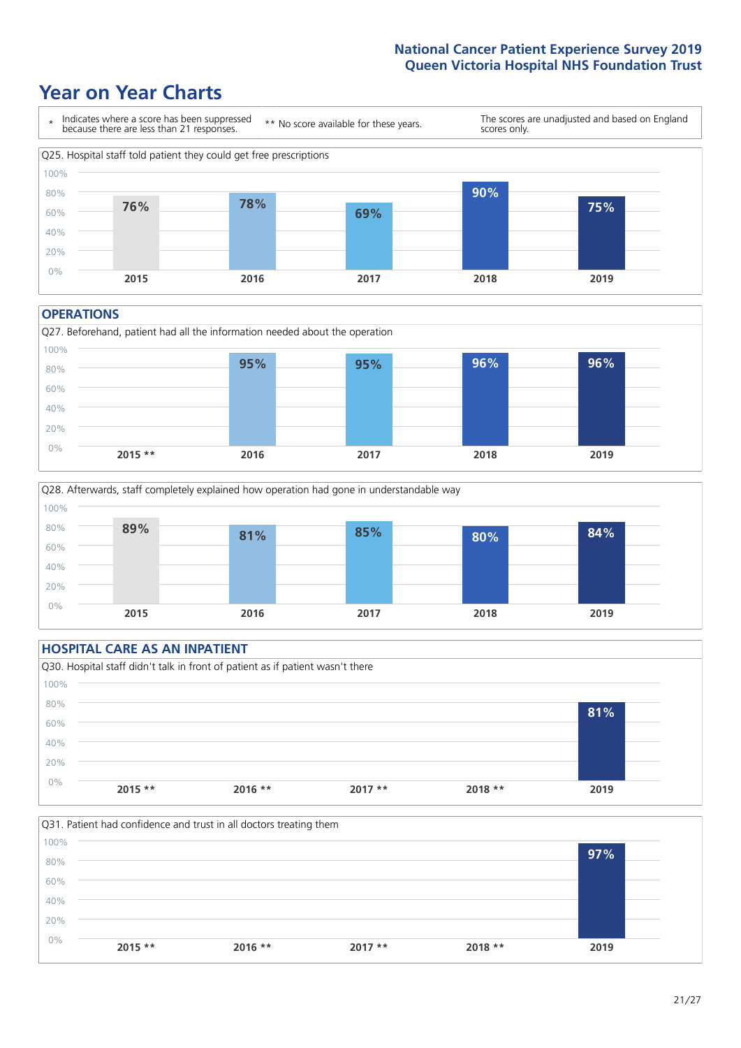# Year on Year Charts

\* Indicates where a score has been suppressed because there are less than 21 responses.

\*\* No score available for these years.

The scores are unadjusted and based on England scores only.

Q25. Hospital staff told patient they could get free prescriptions

| 2015 | 2016 | 2017 | 2018 | 2019 |
|---|---|---|---|---|
| 76% | 78% | 69% | 90% | 75% |

## OPERATIONS

Q27. Beforehand, patient had all the information needed about the operation

| 2015 ** | 2016 | 2017 | 2018 | 2019 |
|---|---|---|---|---|
| | 95% | 95% | 96% | 96% |

Q28. Afterwards, staff completely explained how operation had gone in understandable way

| 2015 | 2016 | 2017 | 2018 | 2019 |
|---|---|---|---|---|
| 89% | 81% | 85% | 80% | 84% |

## HOSPITAL CARE AS AN INPATIENT

Q30. Hospital staff didn't talk in front of patient as if patient wasn't there

| 2015 ** | 2016 ** | 2017 ** | 2018 ** | 2019 |
|---|---|---|---|---|
| | | | | 81% |

Q31. Patient had confidence and trust in all doctors treating them

| 2015 ** | 2016 ** | 2017 ** | 2018 ** | 2019 |
|---|---|---|---|---|
| | | | | 97% |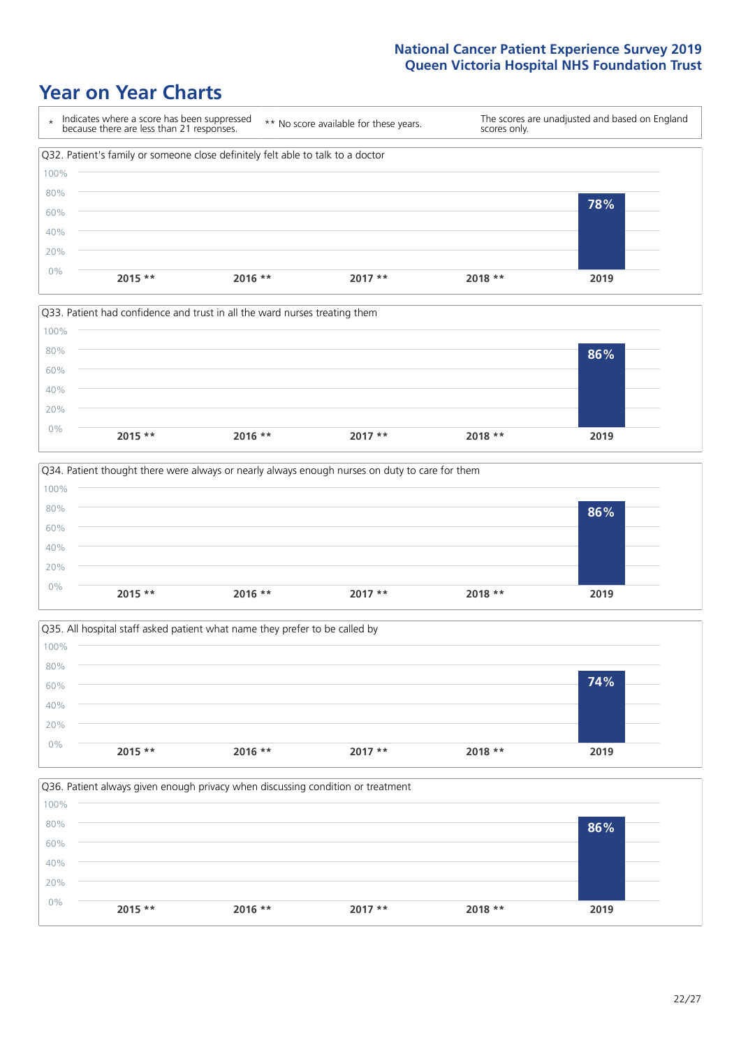# Year on Year Charts

\* Indicates where a score has been suppressed because there are less than 21 responses.

** No score available for these years.

The scores are unadjusted and based on England scores only.

Q32. Patient's family or someone close definitely felt able to talk to a doctor

| 2015 ** | 2016 ** | 2017 ** | 2018 ** | 2019 |
|---|---|---|---|---|
| | | | | 78% |

Q33. Patient had confidence and trust in all the ward nurses treating them

| 2015 ** | 2016 ** | 2017 ** | 2018 ** | 2019 |
|---|---|---|---|---|
| | | | | 86% |

Q34. Patient thought there were always or nearly always enough nurses on duty to care for them

| 2015 ** | 2016 ** | 2017 ** | 2018 ** | 2019 |
|---|---|---|---|---|
| | | | | 86% |

Q35. All hospital staff asked patient what name they prefer to be called by

| 2015 ** | 2016 ** | 2017 ** | 2018 ** | 2019 |
|---|---|---|---|---|
| | | | | 74% |

Q36. Patient always given enough privacy when discussing condition or treatment

| 2015 ** | 2016 ** | 2017 ** | 2018 ** | 2019 |
|---|---|---|---|---|
| | | | | 86% |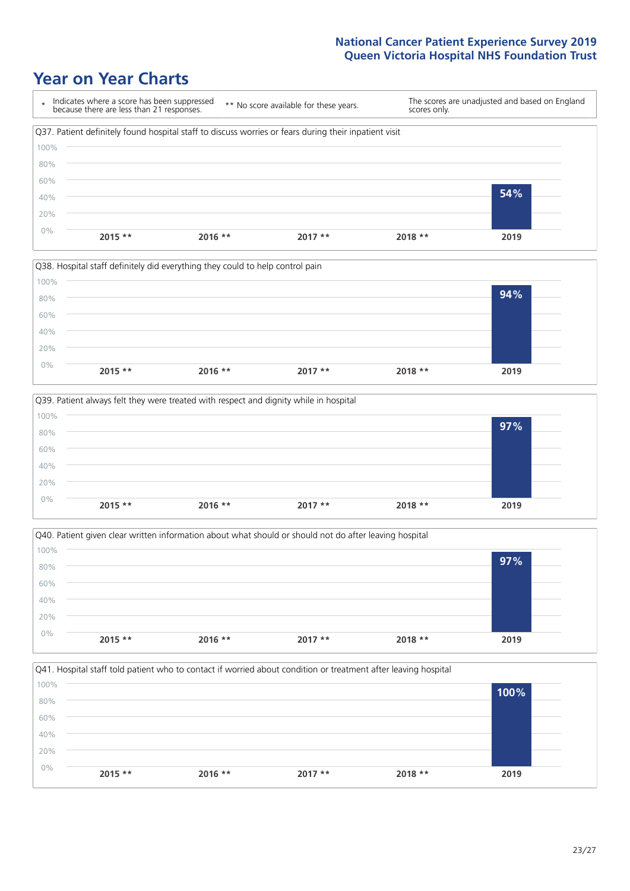# Year on Year Charts

\* Indicates where a score has been suppressed because there are less than 21 responses.

** No score available for these years.

The scores are unadjusted and based on England scores only.

Q37. Patient definitely found hospital staff to discuss worries or fears during their inpatient visit

| 2015 ** | 2016 ** | 2017 ** | 2018 ** | 2019 |
|---|---|---|---|---|
| | | | | 54% |

Q38. Hospital staff definitely did everything they could to help control pain

| 2015 ** | 2016 ** | 2017 ** | 2018 ** | 2019 |
|---|---|---|---|---|
| | | | | 94% |

Q39. Patient always felt they were treated with respect and dignity while in hospital

| 2015 ** | 2016 ** | 2017 ** | 2018 ** | 2019 |
|---|---|---|---|---|
| | | | | 97% |

Q40. Patient given clear written information about what should or should not do after leaving hospital

| 2015 ** | 2016 ** | 2017 ** | 2018 ** | 2019 |
|---|---|---|---|---|
| | | | | 97% |

Q41. Hospital staff told patient who to contact if worried about condition or treatment after leaving hospital

| 2015 ** | 2016 ** | 2017 ** | 2018 ** | 2019 |
|---|---|---|---|---|
| | | | | 100% |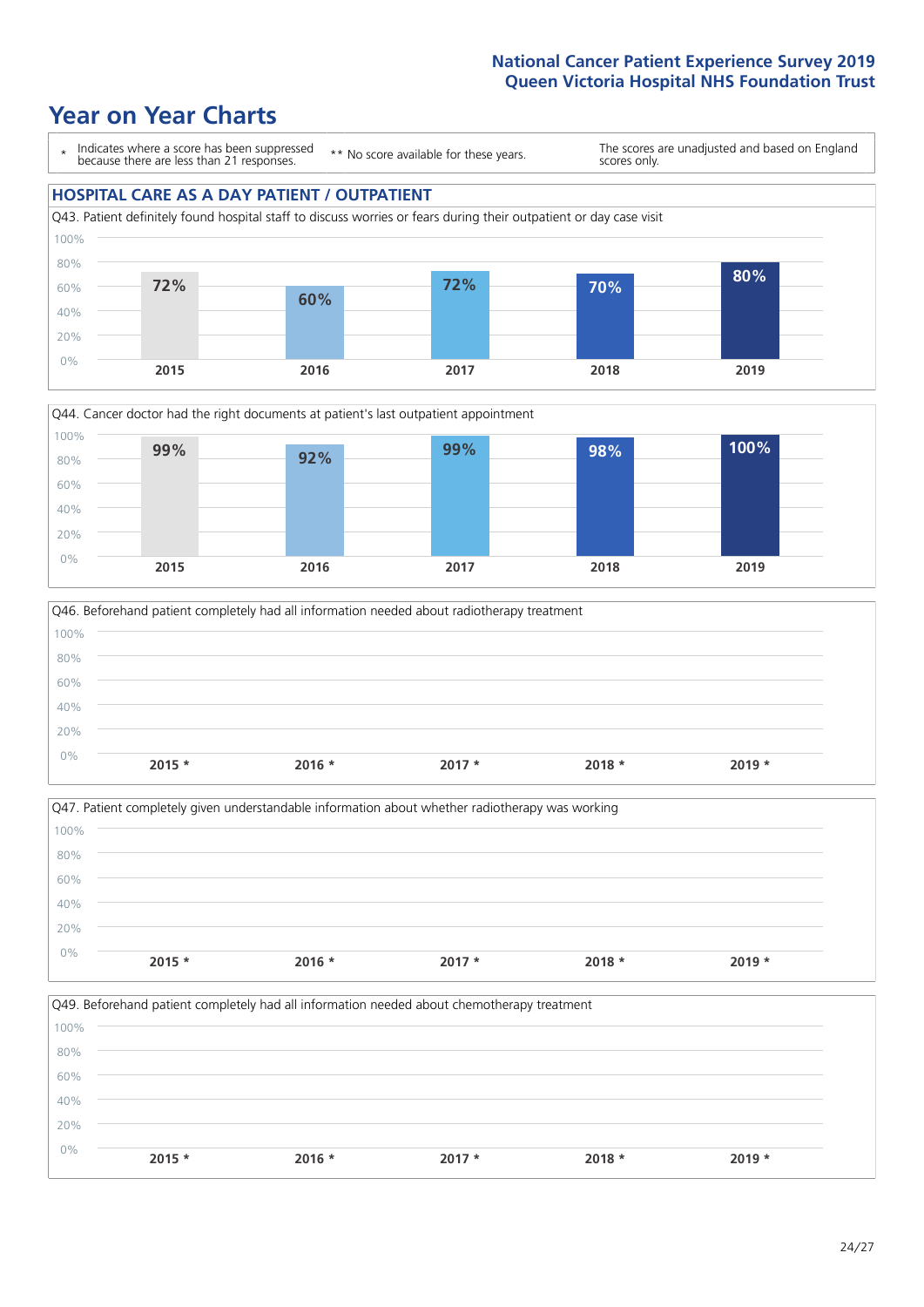# Year on Year Charts

\* Indicates where a score has been suppressed because there are less than 21 responses.

\*\* No score available for these years.

The scores are unadjusted and based on England scores only.

## HOSPITAL CARE AS A DAY PATIENT / OUTPATIENT

Q43. Patient definitely found hospital staff to discuss worries or fears during their outpatient or day case visit

| 2015 | 2016 | 2017 | 2018 | 2019 |
|---|---|---|---|---|
| 72% | 60% | 72% | 70% | 80% |

Q44. Cancer doctor had the right documents at patient's last outpatient appointment

| 2015 | 2016 | 2017 | 2018 | 2019 |
|---|---|---|---|---|
| 99% | 92% | 99% | 98% | 100% |

Q46. Beforehand patient completely had all information needed about radiotherapy treatment

| 2015 * | 2016 * | 2017 * | 2018 * | 2019 * |
|---|---|---|---|---|

Q47. Patient completely given understandable information about whether radiotherapy was working

| 2015 * | 2016 * | 2017 * | 2018 * | 2019 * |
|---|---|---|---|---|

Q49. Beforehand patient completely had all information needed about chemotherapy treatment

| 2015 * | 2016 * | 2017 * | 2018 * | 2019 * |
|---|---|---|---|---|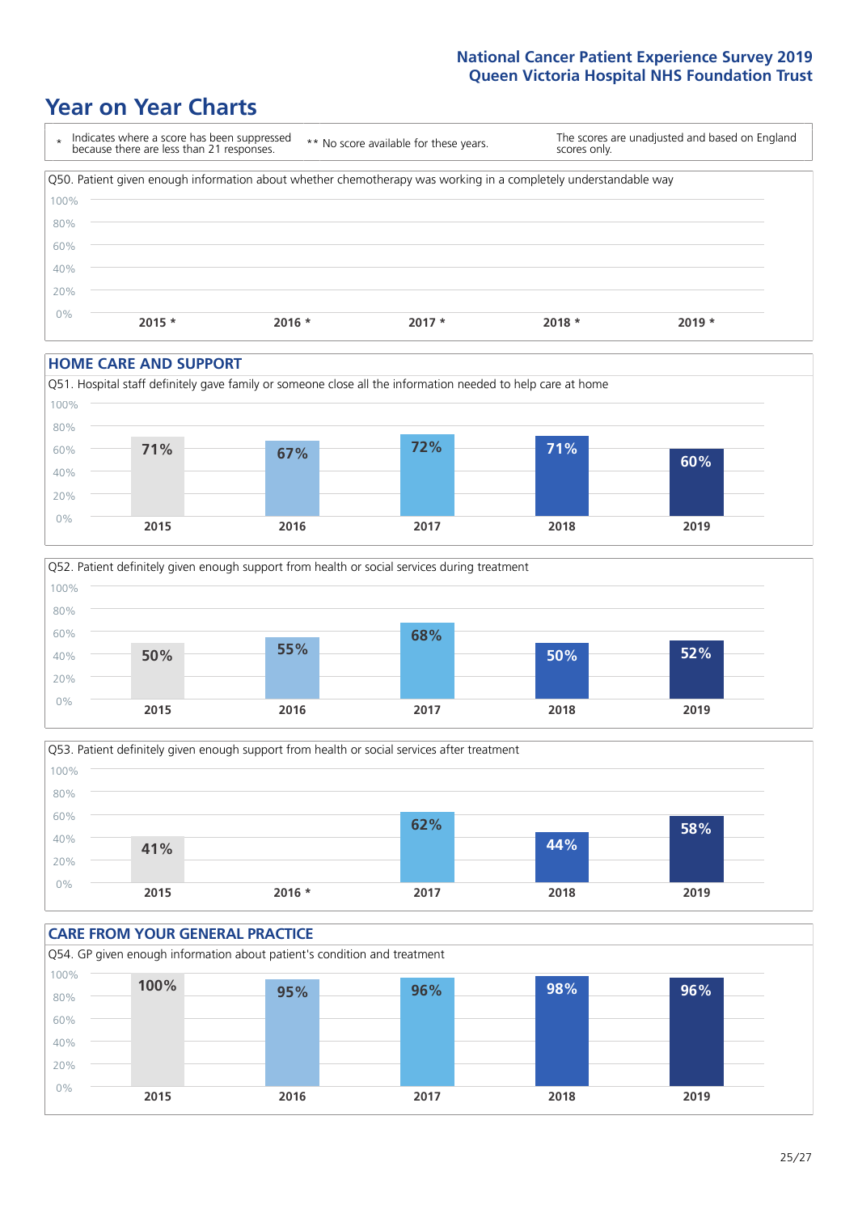## Year on Year Charts

\* Indicates where a score has been suppressed because there are less than 21 responses. ** No score available for these years. The scores are unadjusted and based on England scores only.

Q50. Patient given enough information about whether chemotherapy was working in a completely understandable way

| 2015 * | 2016 * | 2017 * | 2018 * | 2019 * |
|---|---|---|---|---|
| | | | | |

### HOME CARE AND SUPPORT

Q51. Hospital staff definitely gave family or someone close all the information needed to help care at home

| 2015 | 2016 | 2017 | 2018 | 2019 |
|---|---|---|---|---|
| 71% | 67% | 72% | 71% | 60% |

Q52. Patient definitely given enough support from health or social services during treatment

| 2015 | 2016 | 2017 | 2018 | 2019 |
|---|---|---|---|---|
| 50% | 55% | 68% | 50% | 52% |

Q53. Patient definitely given enough support from health or social services after treatment

| 2015 | 2016 * | 2017 | 2018 | 2019 |
|---|---|---|---|---|
| 41% | | 62% | 44% | 58% |

### CARE FROM YOUR GENERAL PRACTICE

Q54. GP given enough information about patient's condition and treatment

| 2015 | 2016 | 2017 | 2018 | 2019 |
|---|---|---|---|---|
| 100% | 95% | 96% | 98% | 96% |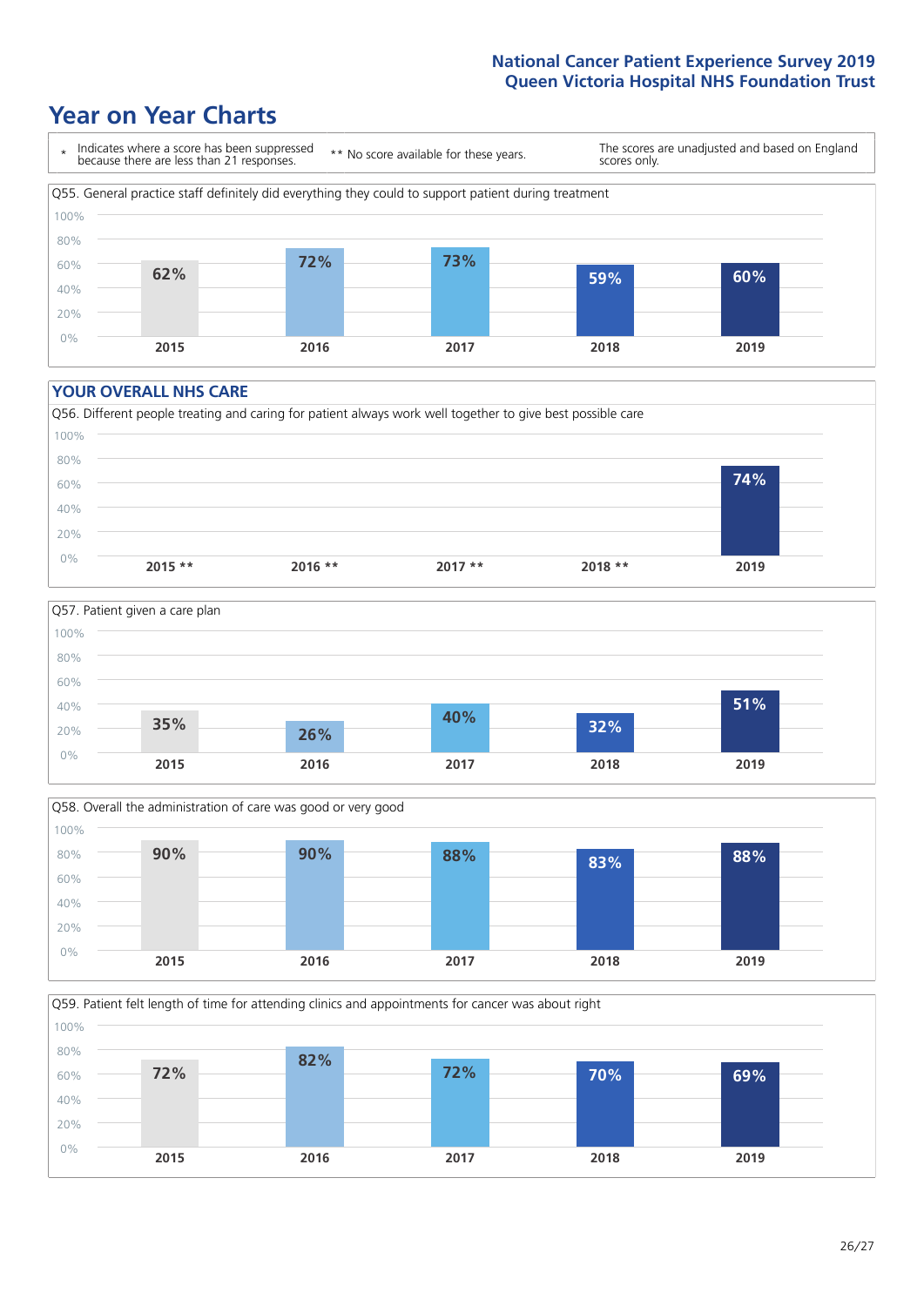# Year on Year Charts

\* Indicates where a score has been suppressed because there are less than 21 responses.

\*\* No score available for these years.

The scores are unadjusted and based on England scores only.

Q55. General practice staff definitely did everything they could to support patient during treatment

| 2015 | 2016 | 2017 | 2018 | 2019 |
|---|---|---|---|---|
| 62% | 72% | 73% | 59% | 60% |

## YOUR OVERALL NHS CARE

Q56. Different people treating and caring for patient always work well together to give best possible care

| 2015 ** | 2016 ** | 2017 ** | 2018 ** | 2019 |
|---|---|---|---|---|
| | | | | 74% |

Q57. Patient given a care plan

| 2015 | 2016 | 2017 | 2018 | 2019 |
|---|---|---|---|---|
| 35% | 26% | 40% | 32% | 51% |

Q58. Overall the administration of care was good or very good

| 2015 | 2016 | 2017 | 2018 | 2019 |
|---|---|---|---|---|
| 90% | 90% | 88% | 83% | 88% |

Q59. Patient felt length of time for attending clinics and appointments for cancer was about right

| 2015 | 2016 | 2017 | 2018 | 2019 |
|---|---|---|---|---|
| 72% | 82% | 72% | 70% | 69% |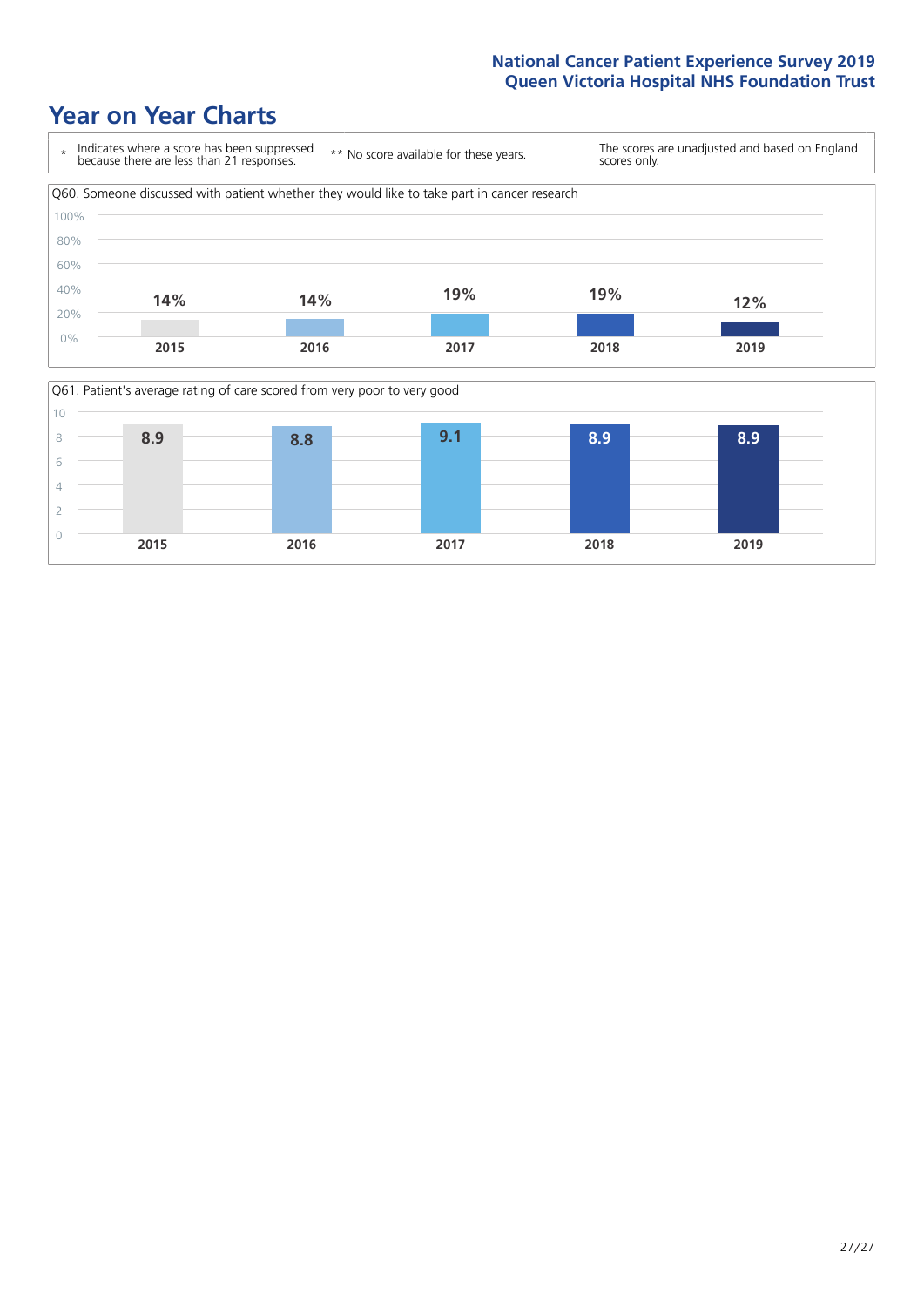# Year on Year Charts

\* Indicates where a score has been suppressed because there are less than 21 responses.

** No score available for these years.

The scores are unadjusted and based on England scores only.

Q60. Someone discussed with patient whether they would like to take part in cancer research

100%
80%
60%
40%
20%
0%

14%
14%
19%
19%
12%

2015
2016
2017
2018
2019

Q61. Patient's average rating of care scored from very poor to very good

10
8
6
4
2
0

8.9
8.8
9.1
8.9
8.9

2015
2016
2017
2018
2019